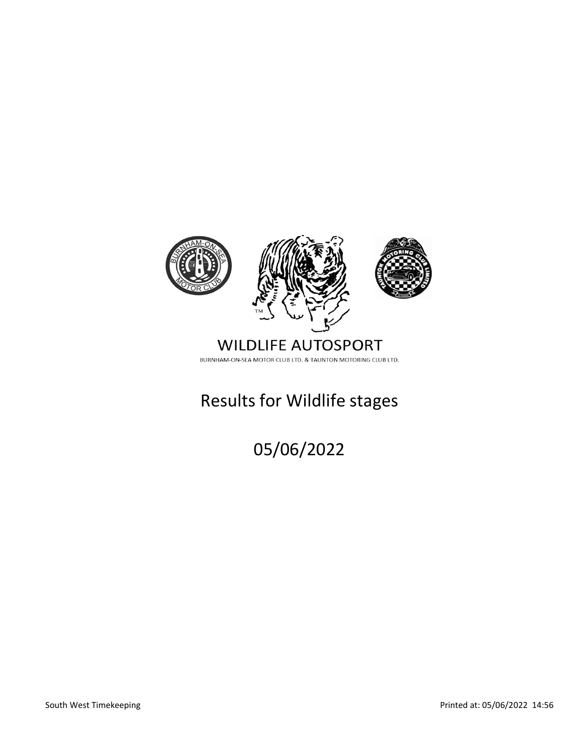WILDLIFE AUTOSPORT

BURNHAM-ON-SEA MOTOR CLUB LTD. & TAUNTON MOTORING CLUB LTD.

# Results for Wildlife stages

## 05/06/2022

South West Timekeeping

Printed at: 05/06/2022 14:56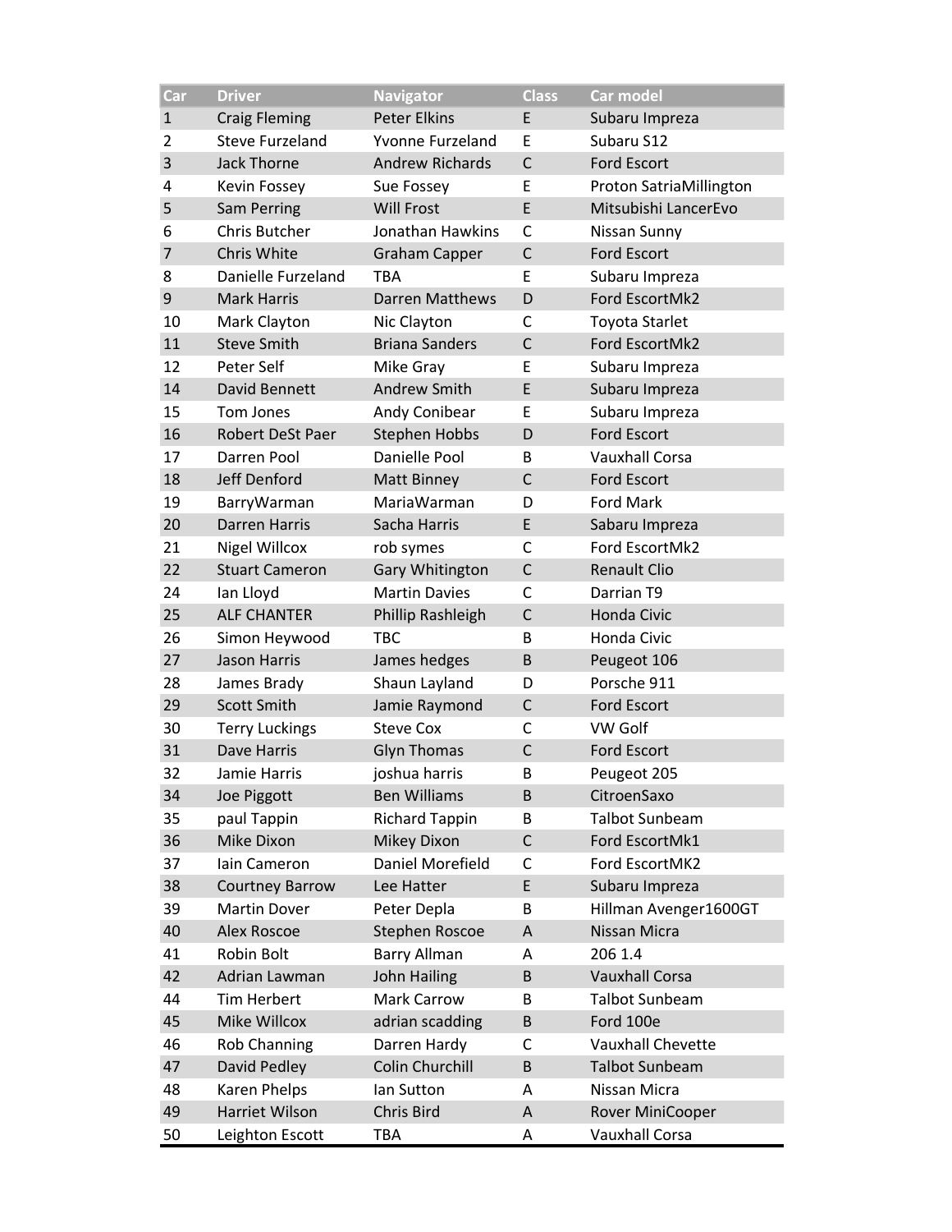| Car | Driver | Navigator | Class | Car model |
|---|---|---|---|---|
| 1 | Craig Fleming | Peter Elkins | E | Subaru Impreza |
| 2 | Steve Furzeland | Yvonne Furzeland | E | Subaru S12 |
| 3 | Jack Thorne | Andrew Richards | C | Ford Escort |
| 4 | Kevin Fossey | Sue Fossey | E | Proton SatriaMillington |
| 5 | Sam Perring | Will Frost | E | Mitsubishi LancerEvo |
| 6 | Chris Butcher | Jonathan Hawkins | C | Nissan Sunny |
| 7 | Chris White | Graham Capper | C | Ford Escort |
| 8 | Danielle Furzeland | TBA | E | Subaru Impreza |
| 9 | Mark Harris | Darren Matthews | D | Ford EscortMk2 |
| 10 | Mark Clayton | Nic Clayton | C | Toyota Starlet |
| 11 | Steve Smith | Briana Sanders | C | Ford EscortMk2 |
| 12 | Peter Self | Mike Gray | E | Subaru Impreza |
| 14 | David Bennett | Andrew Smith | E | Subaru Impreza |
| 15 | Tom Jones | Andy Conibear | E | Subaru Impreza |
| 16 | Robert DeSt Paer | Stephen Hobbs | D | Ford Escort |
| 17 | Darren Pool | Danielle Pool | B | Vauxhall Corsa |
| 18 | Jeff Denford | Matt Binney | C | Ford Escort |
| 19 | BarryWarman | MariaWarman | D | Ford Mark |
| 20 | Darren Harris | Sacha Harris | E | Sabaru Impreza |
| 21 | Nigel Willcox | rob symes | C | Ford EscortMk2 |
| 22 | Stuart Cameron | Gary Whitington | C | Renault Clio |
| 24 | Ian Lloyd | Martin Davies | C | Darrian T9 |
| 25 | ALF CHANTER | Phillip Rashleigh | C | Honda Civic |
| 26 | Simon Heywood | TBC | B | Honda Civic |
| 27 | Jason Harris | James hedges | B | Peugeot 106 |
| 28 | James Brady | Shaun Layland | D | Porsche 911 |
| 29 | Scott Smith | Jamie Raymond | C | Ford Escort |
| 30 | Terry Luckings | Steve Cox | C | VW Golf |
| 31 | Dave Harris | Glyn Thomas | C | Ford Escort |
| 32 | Jamie Harris | joshua harris | B | Peugeot 205 |
| 34 | Joe Piggott | Ben Williams | B | CitroenSaxo |
| 35 | paul Tappin | Richard Tappin | B | Talbot Sunbeam |
| 36 | Mike Dixon | Mikey Dixon | C | Ford EscortMk1 |
| 37 | Iain Cameron | Daniel Morefield | C | Ford EscortMK2 |
| 38 | Courtney Barrow | Lee Hatter | E | Subaru Impreza |
| 39 | Martin Dover | Peter Depla | B | Hillman Avenger1600GT |
| 40 | Alex Roscoe | Stephen Roscoe | A | Nissan Micra |
| 41 | Robin Bolt | Barry Allman | A | 206 1.4 |
| 42 | Adrian Lawman | John Hailing | B | Vauxhall Corsa |
| 44 | Tim Herbert | Mark Carrow | B | Talbot Sunbeam |
| 45 | Mike Willcox | adrian scadding | B | Ford 100e |
| 46 | Rob Channing | Darren Hardy | C | Vauxhall Chevette |
| 47 | David Pedley | Colin Churchill | B | Talbot Sunbeam |
| 48 | Karen Phelps | Ian Sutton | A | Nissan Micra |
| 49 | Harriet Wilson | Chris Bird | A | Rover MiniCooper |
| 50 | Leighton Escott | TBA | A | Vauxhall Corsa |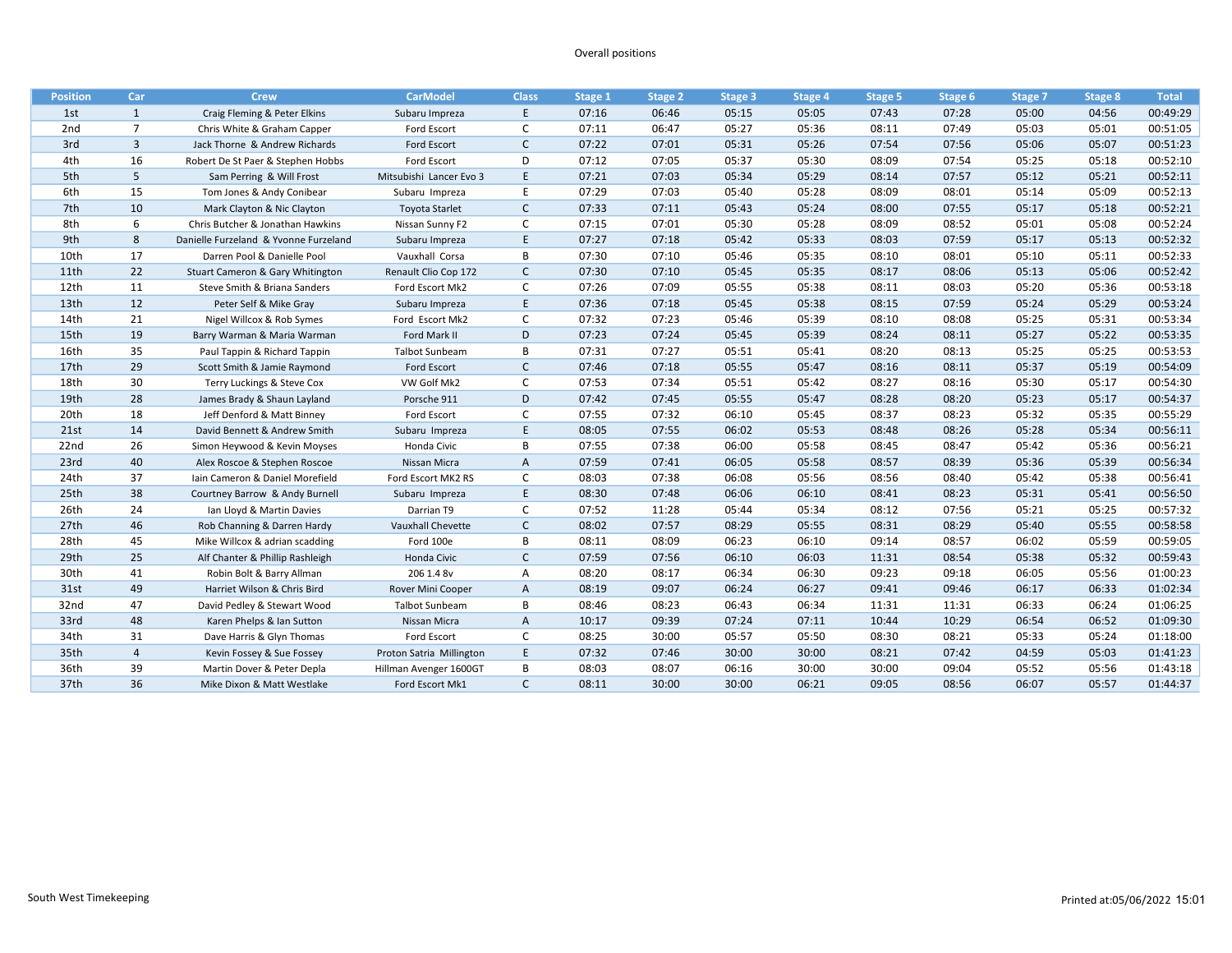Overall positions

| Position | Car | Crew | CarModel | Class | Stage 1 | Stage 2 | Stage 3 | Stage 4 | Stage 5 | Stage 6 | Stage 7 | Stage 8 | Total |
|---|---|---|---|---|---|---|---|---|---|---|---|---|---|
| 1st | 1 | Craig Fleming & Peter Elkins | Subaru Impreza | E | 07:16 | 06:46 | 05:15 | 05:05 | 07:43 | 07:28 | 05:00 | 04:56 | 00:49:29 |
| 2nd | 7 | Chris White & Graham Capper | Ford Escort | C | 07:11 | 06:47 | 05:27 | 05:36 | 08:11 | 07:49 | 05:03 | 05:01 | 00:51:05 |
| 3rd | 3 | Jack Thorne & Andrew Richards | Ford Escort | C | 07:22 | 07:01 | 05:31 | 05:26 | 07:54 | 07:56 | 05:06 | 05:07 | 00:51:23 |
| 4th | 16 | Robert De St Paer & Stephen Hobbs | Ford Escort | D | 07:12 | 07:05 | 05:37 | 05:30 | 08:09 | 07:54 | 05:25 | 05:18 | 00:52:10 |
| 5th | 5 | Sam Perring & Will Frost | Mitsubishi Lancer Evo 3 | E | 07:21 | 07:03 | 05:34 | 05:29 | 08:14 | 07:57 | 05:12 | 05:21 | 00:52:11 |
| 6th | 15 | Tom Jones & Andy Conibear | Subaru Impreza | E | 07:29 | 07:03 | 05:40 | 05:28 | 08:09 | 08:01 | 05:14 | 05:09 | 00:52:13 |
| 7th | 10 | Mark Clayton & Nic Clayton | Toyota Starlet | C | 07:33 | 07:11 | 05:43 | 05:24 | 08:00 | 07:55 | 05:17 | 05:18 | 00:52:21 |
| 8th | 6 | Chris Butcher & Jonathan Hawkins | Nissan Sunny F2 | C | 07:15 | 07:01 | 05:30 | 05:28 | 08:09 | 08:52 | 05:01 | 05:08 | 00:52:24 |
| 9th | 8 | Danielle Furzeland & Yvonne Furzeland | Subaru Impreza | E | 07:27 | 07:18 | 05:42 | 05:33 | 08:03 | 07:59 | 05:17 | 05:13 | 00:52:32 |
| 10th | 17 | Darren Pool & Danielle Pool | Vauxhall Corsa | B | 07:30 | 07:10 | 05:46 | 05:35 | 08:10 | 08:01 | 05:10 | 05:11 | 00:52:33 |
| 11th | 22 | Stuart Cameron & Gary Whitington | Renault Clio Cop 172 | C | 07:30 | 07:10 | 05:45 | 05:35 | 08:17 | 08:06 | 05:13 | 05:06 | 00:52:42 |
| 12th | 11 | Steve Smith & Briana Sanders | Ford Escort Mk2 | C | 07:26 | 07:09 | 05:55 | 05:38 | 08:11 | 08:03 | 05:20 | 05:36 | 00:53:18 |
| 13th | 12 | Peter Self & Mike Gray | Subaru Impreza | E | 07:36 | 07:18 | 05:45 | 05:38 | 08:15 | 07:59 | 05:24 | 05:29 | 00:53:24 |
| 14th | 21 | Nigel Willcox & Rob Symes | Ford Escort Mk2 | C | 07:32 | 07:23 | 05:46 | 05:39 | 08:10 | 08:08 | 05:25 | 05:31 | 00:53:34 |
| 15th | 19 | Barry Warman & Maria Warman | Ford Mark II | D | 07:23 | 07:24 | 05:45 | 05:39 | 08:24 | 08:11 | 05:27 | 05:22 | 00:53:35 |
| 16th | 35 | Paul Tappin & Richard Tappin | Talbot Sunbeam | B | 07:31 | 07:27 | 05:51 | 05:41 | 08:20 | 08:13 | 05:25 | 05:25 | 00:53:53 |
| 17th | 29 | Scott Smith & Jamie Raymond | Ford Escort | C | 07:46 | 07:18 | 05:55 | 05:47 | 08:16 | 08:11 | 05:37 | 05:19 | 00:54:09 |
| 18th | 30 | Terry Luckings & Steve Cox | VW Golf Mk2 | C | 07:53 | 07:34 | 05:51 | 05:42 | 08:27 | 08:16 | 05:30 | 05:17 | 00:54:30 |
| 19th | 28 | James Brady & Shaun Layland | Porsche 911 | D | 07:42 | 07:45 | 05:55 | 05:47 | 08:28 | 08:20 | 05:23 | 05:17 | 00:54:37 |
| 20th | 18 | Jeff Denford & Matt Binney | Ford Escort | C | 07:55 | 07:32 | 06:10 | 05:45 | 08:37 | 08:23 | 05:32 | 05:35 | 00:55:29 |
| 21st | 14 | David Bennett & Andrew Smith | Subaru Impreza | E | 08:05 | 07:55 | 06:02 | 05:53 | 08:48 | 08:26 | 05:28 | 05:34 | 00:56:11 |
| 22nd | 26 | Simon Heywood & Kevin Moyses | Honda Civic | B | 07:55 | 07:38 | 06:00 | 05:58 | 08:45 | 08:47 | 05:42 | 05:36 | 00:56:21 |
| 23rd | 40 | Alex Roscoe & Stephen Roscoe | Nissan Micra | A | 07:59 | 07:41 | 06:05 | 05:58 | 08:57 | 08:39 | 05:36 | 05:39 | 00:56:34 |
| 24th | 37 | Iain Cameron & Daniel Morefield | Ford Escort MK2 RS | C | 08:03 | 07:38 | 06:08 | 05:56 | 08:56 | 08:40 | 05:42 | 05:38 | 00:56:41 |
| 25th | 38 | Courtney Barrow & Andy Burnell | Subaru Impreza | E | 08:30 | 07:48 | 06:06 | 06:10 | 08:41 | 08:23 | 05:31 | 05:41 | 00:56:50 |
| 26th | 24 | Ian Lloyd & Martin Davies | Darrian T9 | C | 07:52 | 11:28 | 05:44 | 05:34 | 08:12 | 07:56 | 05:21 | 05:25 | 00:57:32 |
| 27th | 46 | Rob Channing & Darren Hardy | Vauxhall Chevette | C | 08:02 | 07:57 | 08:29 | 05:55 | 08:31 | 08:29 | 05:40 | 05:55 | 00:58:58 |
| 28th | 45 | Mike Willcox & adrian scadding | Ford 100e | B | 08:11 | 08:09 | 06:23 | 06:10 | 09:14 | 08:57 | 06:02 | 05:59 | 00:59:05 |
| 29th | 25 | Alf Chanter & Phillip Rashleigh | Honda Civic | C | 07:59 | 07:56 | 06:10 | 06:03 | 11:31 | 08:54 | 05:38 | 05:32 | 00:59:43 |
| 30th | 41 | Robin Bolt & Barry Allman | 206 1.4 8v | A | 08:20 | 08:17 | 06:34 | 06:30 | 09:23 | 09:18 | 06:05 | 05:56 | 01:00:23 |
| 31st | 49 | Harriet Wilson & Chris Bird | Rover Mini Cooper | A | 08:19 | 09:07 | 06:24 | 06:27 | 09:41 | 09:46 | 06:17 | 06:33 | 01:02:34 |
| 32nd | 47 | David Pedley & Stewart Wood | Talbot Sunbeam | B | 08:46 | 08:23 | 06:43 | 06:34 | 11:31 | 11:31 | 06:33 | 06:24 | 01:06:25 |
| 33rd | 48 | Karen Phelps & Ian Sutton | Nissan Micra | A | 10:17 | 09:39 | 07:24 | 07:11 | 10:44 | 10:29 | 06:54 | 06:52 | 01:09:30 |
| 34th | 31 | Dave Harris & Glyn Thomas | Ford Escort | C | 08:25 | 30:00 | 05:57 | 05:50 | 08:30 | 08:21 | 05:33 | 05:24 | 01:18:00 |
| 35th | 4 | Kevin Fossey & Sue Fossey | Proton Satria Millington | E | 07:32 | 07:46 | 30:00 | 30:00 | 08:21 | 07:42 | 04:59 | 05:03 | 01:41:23 |
| 36th | 39 | Martin Dover & Peter Depla | Hillman Avenger 1600GT | B | 08:03 | 08:07 | 06:16 | 30:00 | 30:00 | 09:04 | 05:52 | 05:56 | 01:43:18 |
| 37th | 36 | Mike Dixon & Matt Westlake | Ford Escort Mk1 | C | 08:11 | 30:00 | 30:00 | 06:21 | 09:05 | 08:56 | 06:07 | 05:57 | 01:44:37 |

South West Timekeeping

Printed at:05/06/2022 15:01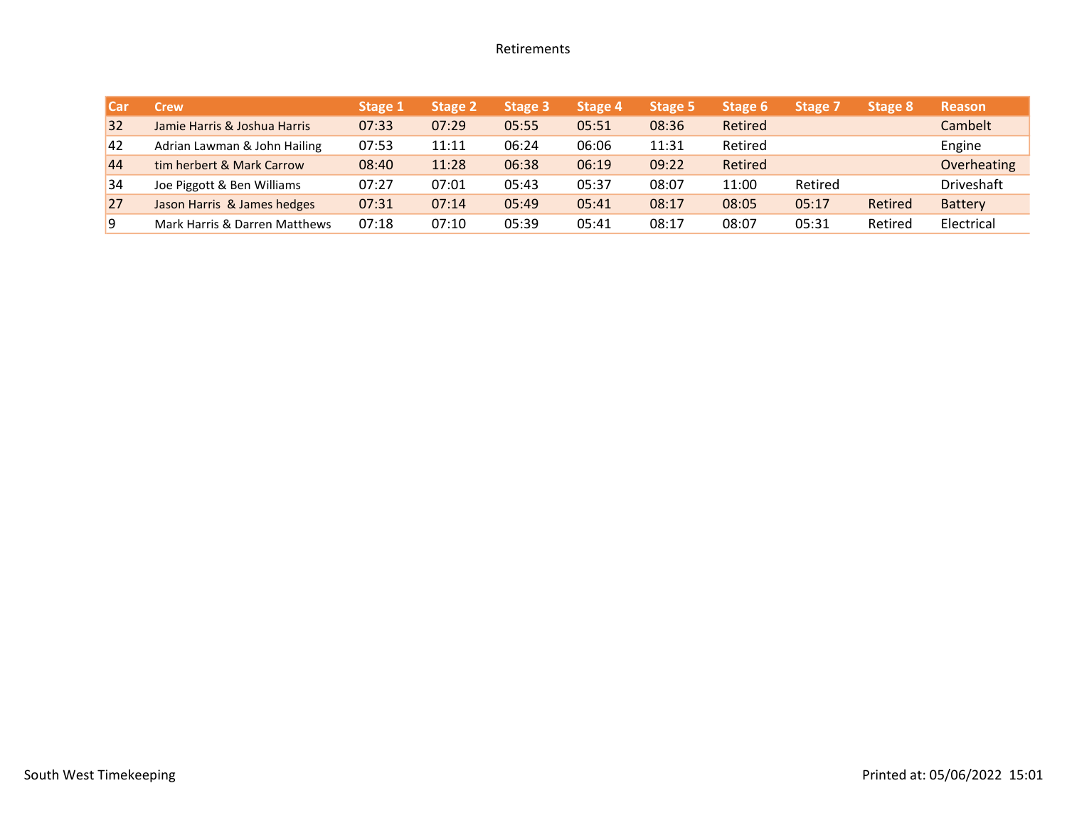# Retirements

| Car | Crew | Stage 1 | Stage 2 | Stage 3 | Stage 4 | Stage 5 | Stage 6 | Stage 7 | Stage 8 | Reason |
|---|---|---|---|---|---|---|---|---|---|---|
| 32 | Jamie Harris & Joshua Harris | 07:33 | 07:29 | 05:55 | 05:51 | 08:36 | Retired | | | Cambelt |
| 42 | Adrian Lawman & John Hailing | 07:53 | 11:11 | 06:24 | 06:06 | 11:31 | Retired | | | Engine |
| 44 | tim herbert & Mark Carrow | 08:40 | 11:28 | 06:38 | 06:19 | 09:22 | Retired | | | Overheating |
| 34 | Joe Piggott & Ben Williams | 07:27 | 07:01 | 05:43 | 05:37 | 08:07 | 11:00 | Retired | | Driveshaft |
| 27 | Jason Harris & James hedges | 07:31 | 07:14 | 05:49 | 05:41 | 08:17 | 08:05 | 05:17 | Retired | Battery |
| 9 | Mark Harris & Darren Matthews | 07:18 | 07:10 | 05:39 | 05:41 | 08:17 | 08:07 | 05:31 | Retired | Electrical |

South West Timekeeping

Printed at: 05/06/2022 15:01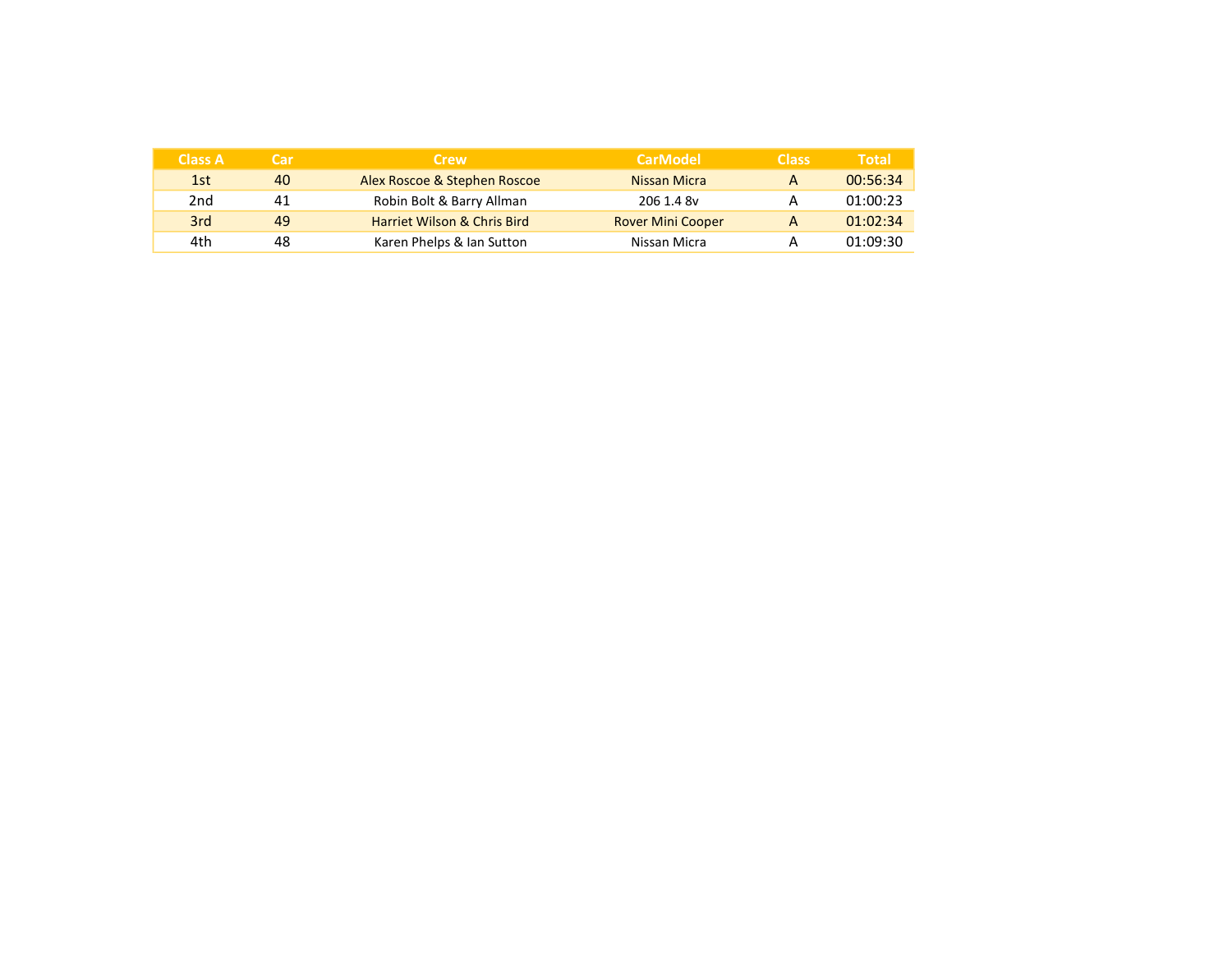| Class A | Car | Crew | CarModel | Class | Total |
|---|---|---|---|---|---|
| 1st | 40 | Alex Roscoe & Stephen Roscoe | Nissan Micra | A | 00:56:34 |
| 2nd | 41 | Robin Bolt & Barry Allman | 206 1.4 8v | A | 01:00:23 |
| 3rd | 49 | Harriet Wilson & Chris Bird | Rover Mini Cooper | A | 01:02:34 |
| 4th | 48 | Karen Phelps & Ian Sutton | Nissan Micra | A | 01:09:30 |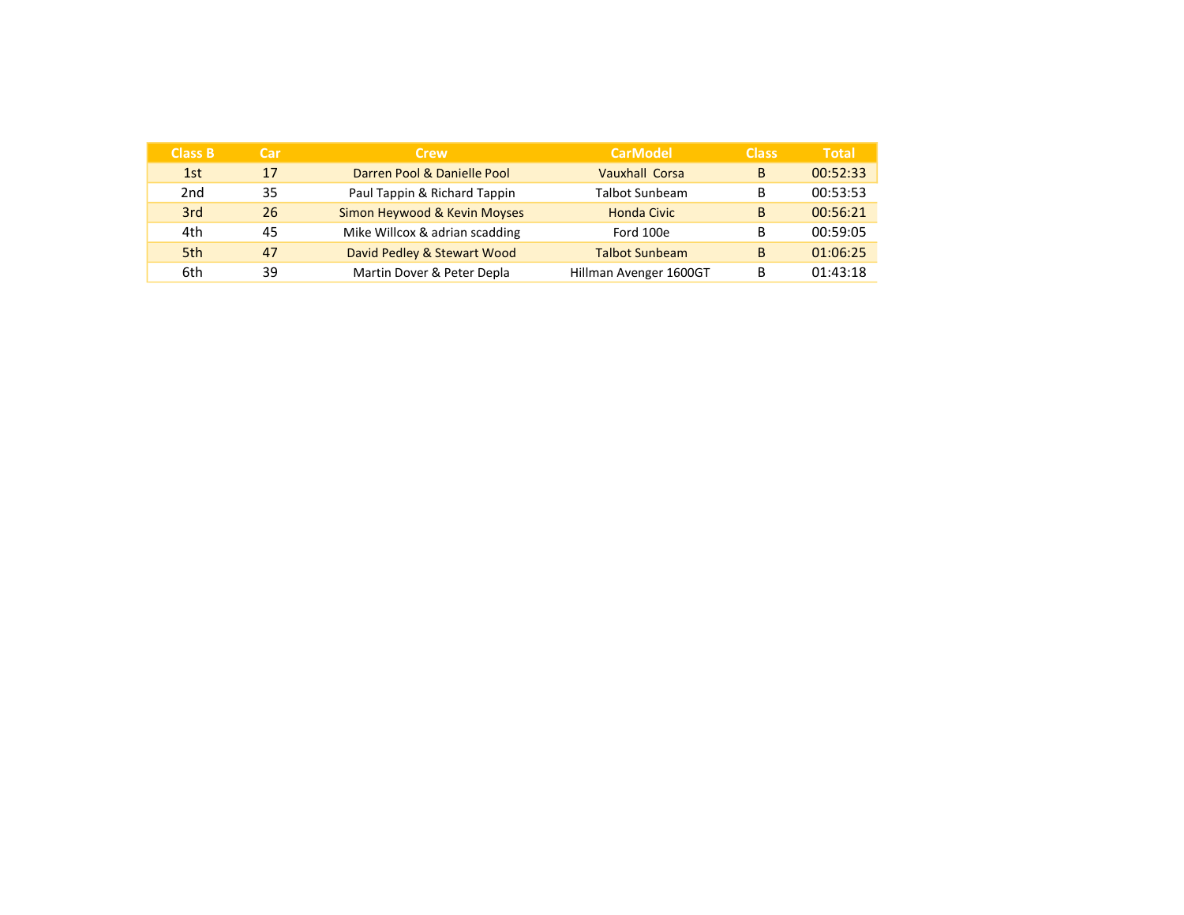| Class B | Car | Crew | CarModel | Class | Total |
|---|---|---|---|---|---|
| 1st | 17 | Darren Pool & Danielle Pool | Vauxhall  Corsa | B | 00:52:33 |
| 2nd | 35 | Paul Tappin & Richard Tappin | Talbot Sunbeam | B | 00:53:53 |
| 3rd | 26 | Simon Heywood & Kevin Moyses | Honda Civic | B | 00:56:21 |
| 4th | 45 | Mike Willcox & adrian scadding | Ford 100e | B | 00:59:05 |
| 5th | 47 | David Pedley & Stewart Wood | Talbot Sunbeam | B | 01:06:25 |
| 6th | 39 | Martin Dover & Peter Depla | Hillman Avenger 1600GT | B | 01:43:18 |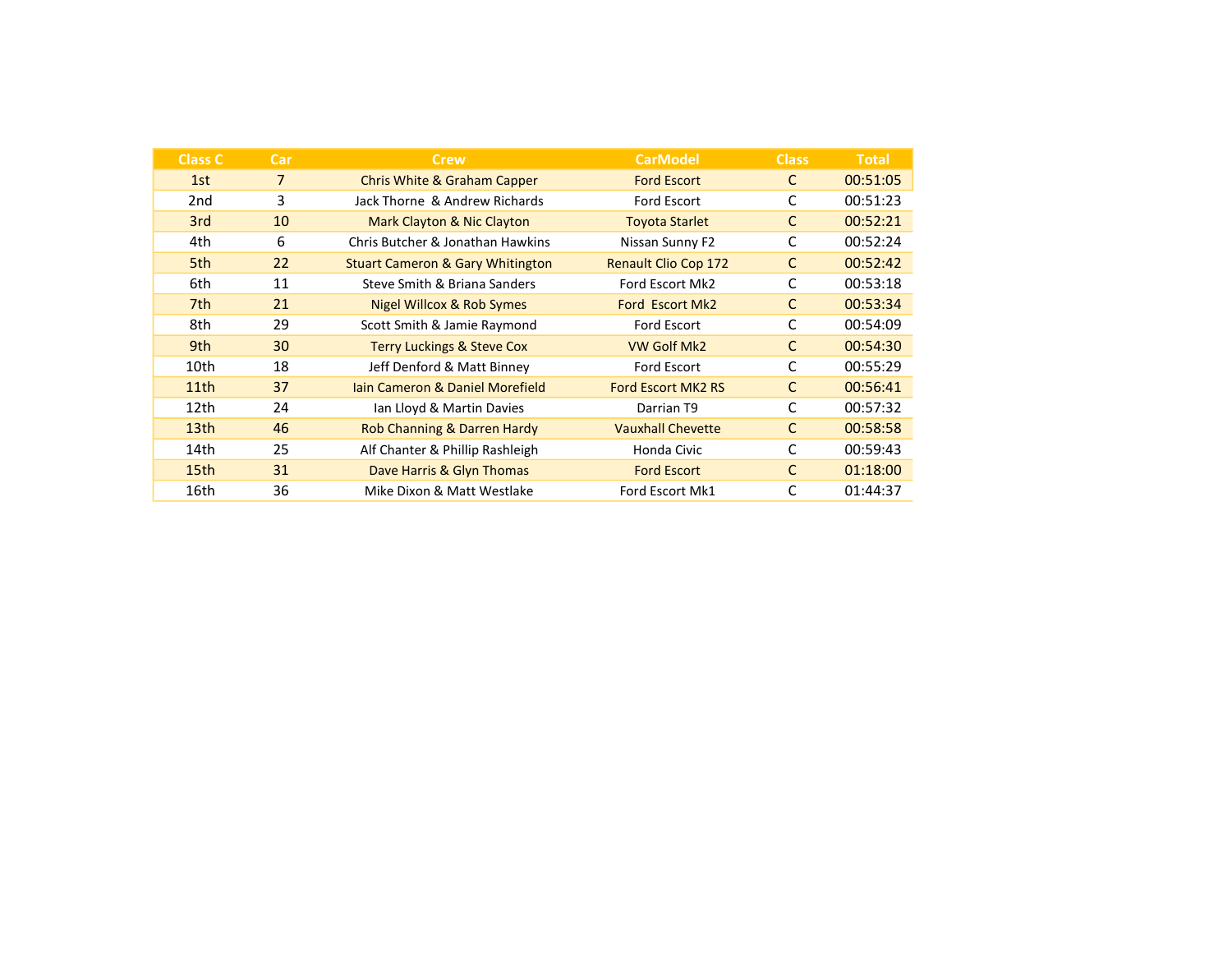| Class C | Car | Crew | CarModel | Class | Total |
|---|---|---|---|---|---|
| 1st | 7 | Chris White & Graham Capper | Ford Escort | C | 00:51:05 |
| 2nd | 3 | Jack Thorne & Andrew Richards | Ford Escort | C | 00:51:23 |
| 3rd | 10 | Mark Clayton & Nic Clayton | Toyota Starlet | C | 00:52:21 |
| 4th | 6 | Chris Butcher & Jonathan Hawkins | Nissan Sunny F2 | C | 00:52:24 |
| 5th | 22 | Stuart Cameron & Gary Whitington | Renault Clio Cop 172 | C | 00:52:42 |
| 6th | 11 | Steve Smith & Briana Sanders | Ford Escort Mk2 | C | 00:53:18 |
| 7th | 21 | Nigel Willcox & Rob Symes | Ford Escort Mk2 | C | 00:53:34 |
| 8th | 29 | Scott Smith & Jamie Raymond | Ford Escort | C | 00:54:09 |
| 9th | 30 | Terry Luckings & Steve Cox | VW Golf Mk2 | C | 00:54:30 |
| 10th | 18 | Jeff Denford & Matt Binney | Ford Escort | C | 00:55:29 |
| 11th | 37 | Iain Cameron & Daniel Morefield | Ford Escort MK2 RS | C | 00:56:41 |
| 12th | 24 | Ian Lloyd & Martin Davies | Darrian T9 | C | 00:57:32 |
| 13th | 46 | Rob Channing & Darren Hardy | Vauxhall Chevette | C | 00:58:58 |
| 14th | 25 | Alf Chanter & Phillip Rashleigh | Honda Civic | C | 00:59:43 |
| 15th | 31 | Dave Harris & Glyn Thomas | Ford Escort | C | 01:18:00 |
| 16th | 36 | Mike Dixon & Matt Westlake | Ford Escort Mk1 | C | 01:44:37 |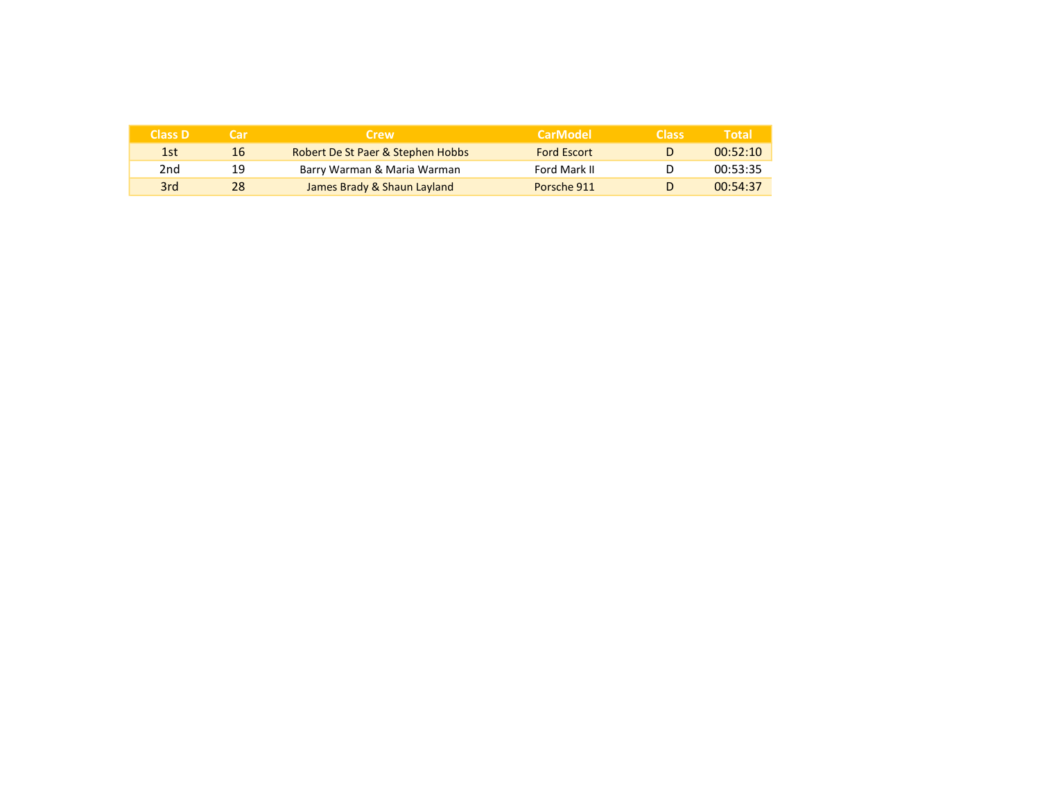| Class D | Car | Crew | CarModel | Class | Total |
|---|---|---|---|---|---|
| 1st | 16 | Robert De St Paer & Stephen Hobbs | Ford Escort | D | 00:52:10 |
| 2nd | 19 | Barry Warman & Maria Warman | Ford Mark II | D | 00:53:35 |
| 3rd | 28 | James Brady & Shaun Layland | Porsche 911 | D | 00:54:37 |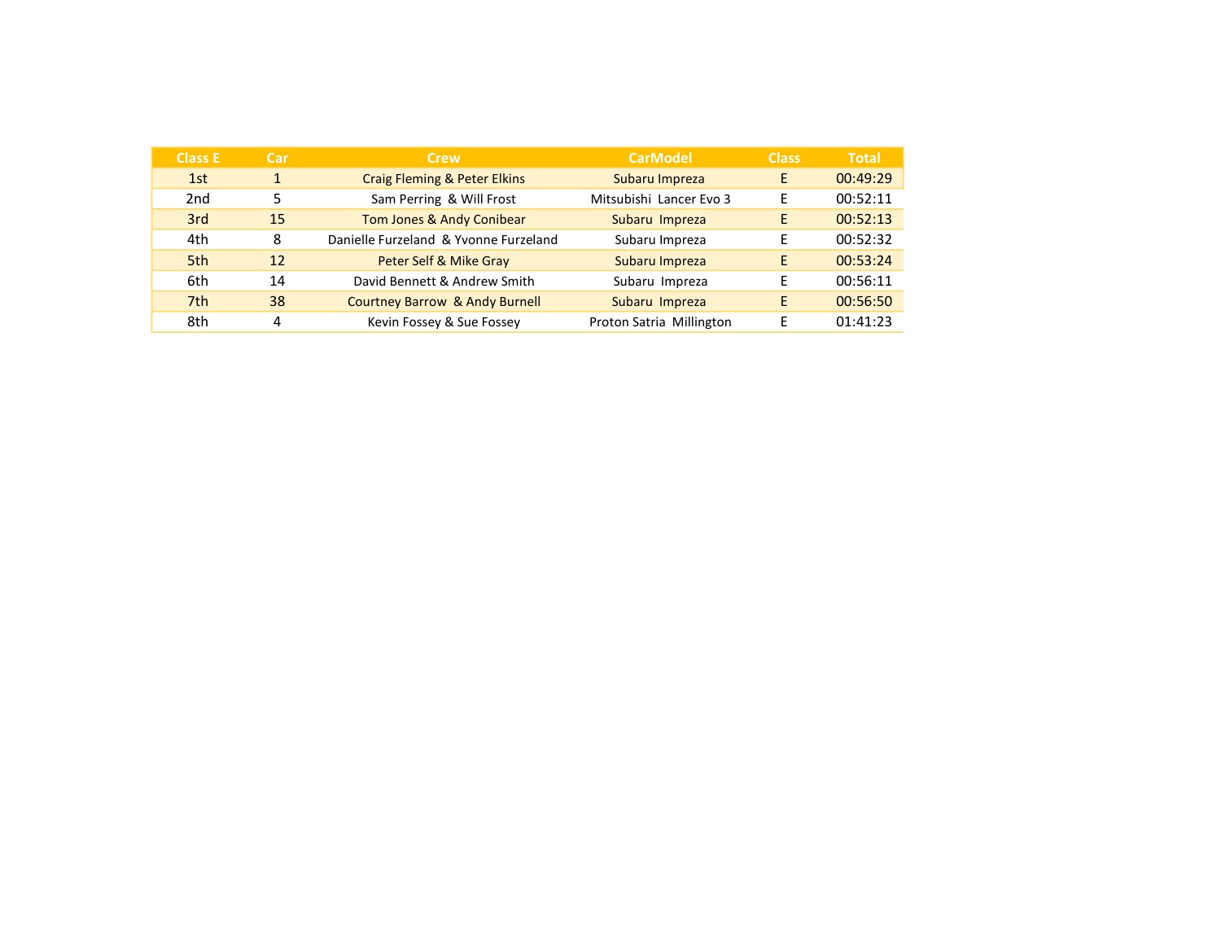| Class E | Car | Crew | CarModel | Class | Total |
|---|---|---|---|---|---|
| 1st | 1 | Craig Fleming & Peter Elkins | Subaru Impreza | E | 00:49:29 |
| 2nd | 5 | Sam Perring  & Will Frost | Mitsubishi  Lancer Evo 3 | E | 00:52:11 |
| 3rd | 15 | Tom Jones & Andy Conibear | Subaru  Impreza | E | 00:52:13 |
| 4th | 8 | Danielle Furzeland  & Yvonne Furzeland | Subaru Impreza | E | 00:52:32 |
| 5th | 12 | Peter Self & Mike Gray | Subaru Impreza | E | 00:53:24 |
| 6th | 14 | David Bennett & Andrew Smith | Subaru  Impreza | E | 00:56:11 |
| 7th | 38 | Courtney Barrow  & Andy Burnell | Subaru  Impreza | E | 00:56:50 |
| 8th | 4 | Kevin Fossey & Sue Fossey | Proton Satria  Millington | E | 01:41:23 |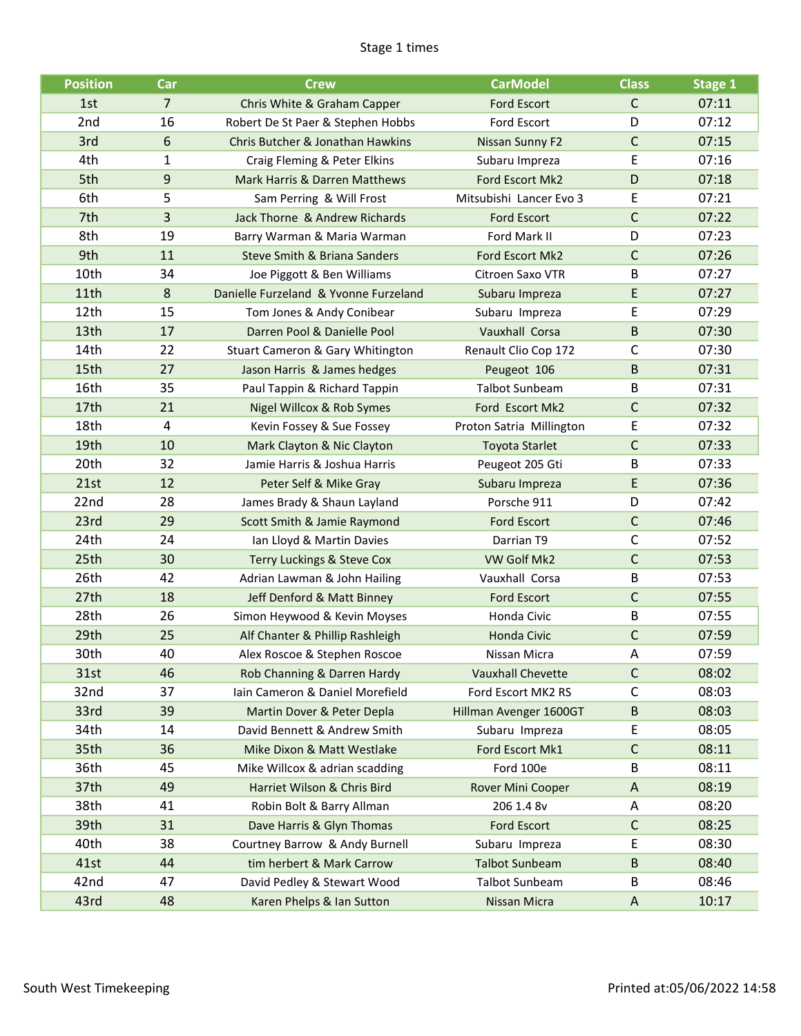# Stage 1 times

| Position | Car | Crew | CarModel | Class | Stage 1 |
|---|---|---|---|---|---|
| 1st | 7 | Chris White & Graham Capper | Ford Escort | C | 07:11 |
| 2nd | 16 | Robert De St Paer & Stephen Hobbs | Ford Escort | D | 07:12 |
| 3rd | 6 | Chris Butcher & Jonathan Hawkins | Nissan Sunny F2 | C | 07:15 |
| 4th | 1 | Craig Fleming & Peter Elkins | Subaru Impreza | E | 07:16 |
| 5th | 9 | Mark Harris & Darren Matthews | Ford Escort Mk2 | D | 07:18 |
| 6th | 5 | Sam Perring & Will Frost | Mitsubishi Lancer Evo 3 | E | 07:21 |
| 7th | 3 | Jack Thorne & Andrew Richards | Ford Escort | C | 07:22 |
| 8th | 19 | Barry Warman & Maria Warman | Ford Mark II | D | 07:23 |
| 9th | 11 | Steve Smith & Briana Sanders | Ford Escort Mk2 | C | 07:26 |
| 10th | 34 | Joe Piggott & Ben Williams | Citroen Saxo VTR | B | 07:27 |
| 11th | 8 | Danielle Furzeland & Yvonne Furzeland | Subaru Impreza | E | 07:27 |
| 12th | 15 | Tom Jones & Andy Conibear | Subaru Impreza | E | 07:29 |
| 13th | 17 | Darren Pool & Danielle Pool | Vauxhall Corsa | B | 07:30 |
| 14th | 22 | Stuart Cameron & Gary Whitington | Renault Clio Cop 172 | C | 07:30 |
| 15th | 27 | Jason Harris & James hedges | Peugeot 106 | B | 07:31 |
| 16th | 35 | Paul Tappin & Richard Tappin | Talbot Sunbeam | B | 07:31 |
| 17th | 21 | Nigel Willcox & Rob Symes | Ford Escort Mk2 | C | 07:32 |
| 18th | 4 | Kevin Fossey & Sue Fossey | Proton Satria Millington | E | 07:32 |
| 19th | 10 | Mark Clayton & Nic Clayton | Toyota Starlet | C | 07:33 |
| 20th | 32 | Jamie Harris & Joshua Harris | Peugeot 205 Gti | B | 07:33 |
| 21st | 12 | Peter Self & Mike Gray | Subaru Impreza | E | 07:36 |
| 22nd | 28 | James Brady & Shaun Layland | Porsche 911 | D | 07:42 |
| 23rd | 29 | Scott Smith & Jamie Raymond | Ford Escort | C | 07:46 |
| 24th | 24 | Ian Lloyd & Martin Davies | Darrian T9 | C | 07:52 |
| 25th | 30 | Terry Luckings & Steve Cox | VW Golf Mk2 | C | 07:53 |
| 26th | 42 | Adrian Lawman & John Hailing | Vauxhall Corsa | B | 07:53 |
| 27th | 18 | Jeff Denford & Matt Binney | Ford Escort | C | 07:55 |
| 28th | 26 | Simon Heywood & Kevin Moyses | Honda Civic | B | 07:55 |
| 29th | 25 | Alf Chanter & Phillip Rashleigh | Honda Civic | C | 07:59 |
| 30th | 40 | Alex Roscoe & Stephen Roscoe | Nissan Micra | A | 07:59 |
| 31st | 46 | Rob Channing & Darren Hardy | Vauxhall Chevette | C | 08:02 |
| 32nd | 37 | Iain Cameron & Daniel Morefield | Ford Escort MK2 RS | C | 08:03 |
| 33rd | 39 | Martin Dover & Peter Depla | Hillman Avenger 1600GT | B | 08:03 |
| 34th | 14 | David Bennett & Andrew Smith | Subaru Impreza | E | 08:05 |
| 35th | 36 | Mike Dixon & Matt Westlake | Ford Escort Mk1 | C | 08:11 |
| 36th | 45 | Mike Willcox & adrian scadding | Ford 100e | B | 08:11 |
| 37th | 49 | Harriet Wilson & Chris Bird | Rover Mini Cooper | A | 08:19 |
| 38th | 41 | Robin Bolt & Barry Allman | 206 1.4 8v | A | 08:20 |
| 39th | 31 | Dave Harris & Glyn Thomas | Ford Escort | C | 08:25 |
| 40th | 38 | Courtney Barrow & Andy Burnell | Subaru Impreza | E | 08:30 |
| 41st | 44 | tim herbert & Mark Carrow | Talbot Sunbeam | B | 08:40 |
| 42nd | 47 | David Pedley & Stewart Wood | Talbot Sunbeam | B | 08:46 |
| 43rd | 48 | Karen Phelps & Ian Sutton | Nissan Micra | A | 10:17 |

South West Timekeeping

Printed at:05/06/2022 14:58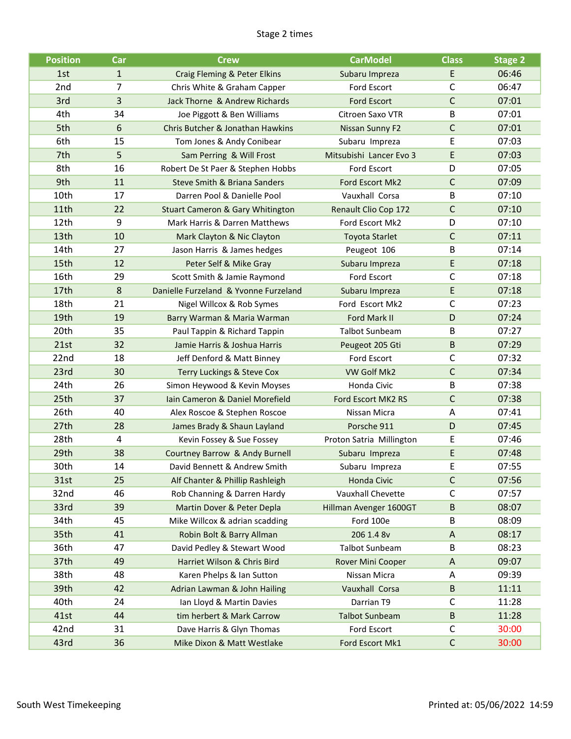Stage 2 times

| Position | Car | Crew | CarModel | Class | Stage 2 |
|---|---|---|---|---|---|
| 1st | 1 | Craig Fleming & Peter Elkins | Subaru Impreza | E | 06:46 |
| 2nd | 7 | Chris White & Graham Capper | Ford Escort | C | 06:47 |
| 3rd | 3 | Jack Thorne & Andrew Richards | Ford Escort | C | 07:01 |
| 4th | 34 | Joe Piggott & Ben Williams | Citroen Saxo VTR | B | 07:01 |
| 5th | 6 | Chris Butcher & Jonathan Hawkins | Nissan Sunny F2 | C | 07:01 |
| 6th | 15 | Tom Jones & Andy Conibear | Subaru Impreza | E | 07:03 |
| 7th | 5 | Sam Perring & Will Frost | Mitsubishi Lancer Evo 3 | E | 07:03 |
| 8th | 16 | Robert De St Paer & Stephen Hobbs | Ford Escort | D | 07:05 |
| 9th | 11 | Steve Smith & Briana Sanders | Ford Escort Mk2 | C | 07:09 |
| 10th | 17 | Darren Pool & Danielle Pool | Vauxhall Corsa | B | 07:10 |
| 11th | 22 | Stuart Cameron & Gary Whitington | Renault Clio Cop 172 | C | 07:10 |
| 12th | 9 | Mark Harris & Darren Matthews | Ford Escort Mk2 | D | 07:10 |
| 13th | 10 | Mark Clayton & Nic Clayton | Toyota Starlet | C | 07:11 |
| 14th | 27 | Jason Harris & James hedges | Peugeot 106 | B | 07:14 |
| 15th | 12 | Peter Self & Mike Gray | Subaru Impreza | E | 07:18 |
| 16th | 29 | Scott Smith & Jamie Raymond | Ford Escort | C | 07:18 |
| 17th | 8 | Danielle Furzeland & Yvonne Furzeland | Subaru Impreza | E | 07:18 |
| 18th | 21 | Nigel Willcox & Rob Symes | Ford Escort Mk2 | C | 07:23 |
| 19th | 19 | Barry Warman & Maria Warman | Ford Mark II | D | 07:24 |
| 20th | 35 | Paul Tappin & Richard Tappin | Talbot Sunbeam | B | 07:27 |
| 21st | 32 | Jamie Harris & Joshua Harris | Peugeot 205 Gti | B | 07:29 |
| 22nd | 18 | Jeff Denford & Matt Binney | Ford Escort | C | 07:32 |
| 23rd | 30 | Terry Luckings & Steve Cox | VW Golf Mk2 | C | 07:34 |
| 24th | 26 | Simon Heywood & Kevin Moyses | Honda Civic | B | 07:38 |
| 25th | 37 | Iain Cameron & Daniel Morefield | Ford Escort MK2 RS | C | 07:38 |
| 26th | 40 | Alex Roscoe & Stephen Roscoe | Nissan Micra | A | 07:41 |
| 27th | 28 | James Brady & Shaun Layland | Porsche 911 | D | 07:45 |
| 28th | 4 | Kevin Fossey & Sue Fossey | Proton Satria Millington | E | 07:46 |
| 29th | 38 | Courtney Barrow & Andy Burnell | Subaru Impreza | E | 07:48 |
| 30th | 14 | David Bennett & Andrew Smith | Subaru Impreza | E | 07:55 |
| 31st | 25 | Alf Chanter & Phillip Rashleigh | Honda Civic | C | 07:56 |
| 32nd | 46 | Rob Channing & Darren Hardy | Vauxhall Chevette | C | 07:57 |
| 33rd | 39 | Martin Dover & Peter Depla | Hillman Avenger 1600GT | B | 08:07 |
| 34th | 45 | Mike Willcox & adrian scadding | Ford 100e | B | 08:09 |
| 35th | 41 | Robin Bolt & Barry Allman | 206 1.4 8v | A | 08:17 |
| 36th | 47 | David Pedley & Stewart Wood | Talbot Sunbeam | B | 08:23 |
| 37th | 49 | Harriet Wilson & Chris Bird | Rover Mini Cooper | A | 09:07 |
| 38th | 48 | Karen Phelps & Ian Sutton | Nissan Micra | A | 09:39 |
| 39th | 42 | Adrian Lawman & John Hailing | Vauxhall Corsa | B | 11:11 |
| 40th | 24 | Ian Lloyd & Martin Davies | Darrian T9 | C | 11:28 |
| 41st | 44 | tim herbert & Mark Carrow | Talbot Sunbeam | B | 11:28 |
| 42nd | 31 | Dave Harris & Glyn Thomas | Ford Escort | C | 30:00 |
| 43rd | 36 | Mike Dixon & Matt Westlake | Ford Escort Mk1 | C | 30:00 |

South West Timekeeping

Printed at: 05/06/2022 14:59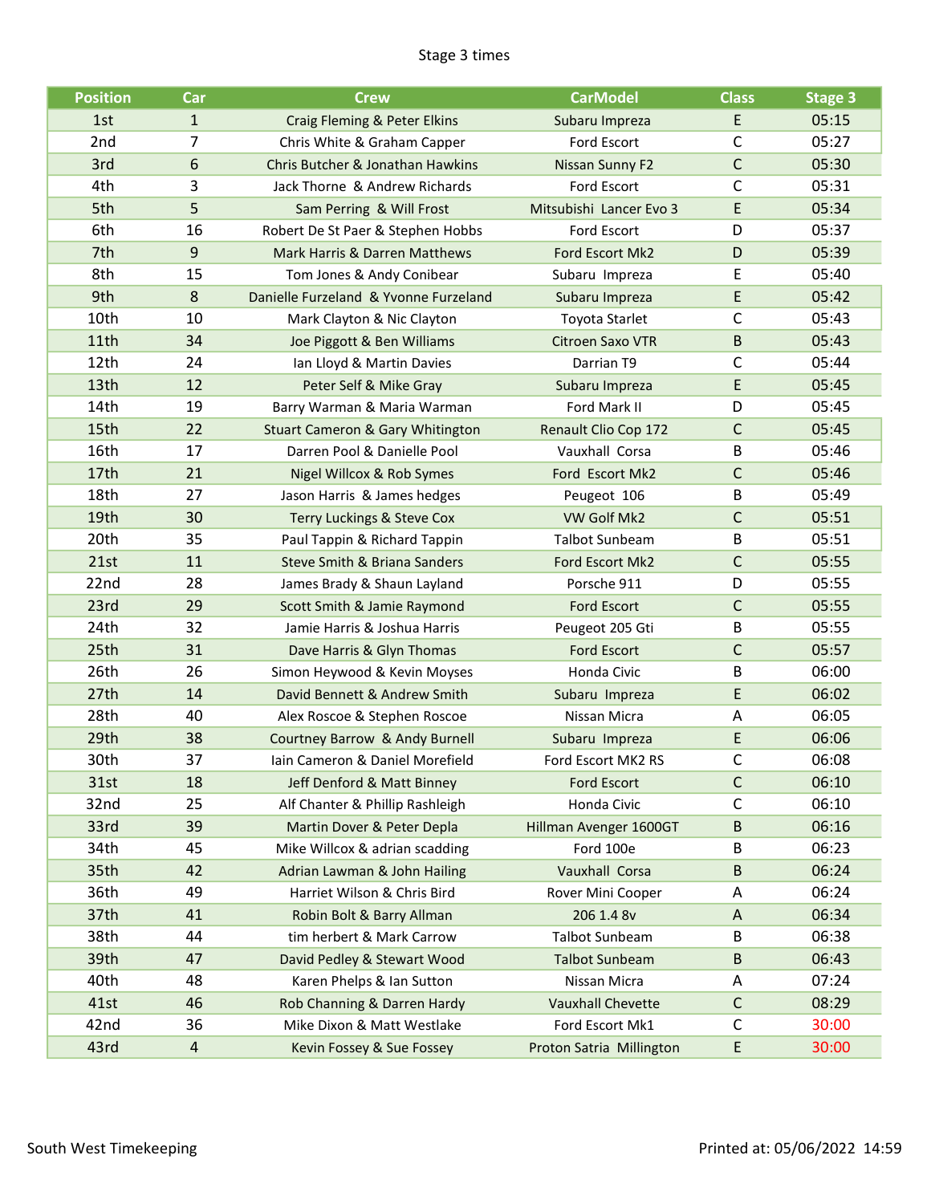Stage 3 times

| Position | Car | Crew | CarModel | Class | Stage 3 |
|---|---|---|---|---|---|
| 1st | 1 | Craig Fleming & Peter Elkins | Subaru Impreza | E | 05:15 |
| 2nd | 7 | Chris White & Graham Capper | Ford Escort | C | 05:27 |
| 3rd | 6 | Chris Butcher & Jonathan Hawkins | Nissan Sunny F2 | C | 05:30 |
| 4th | 3 | Jack Thorne & Andrew Richards | Ford Escort | C | 05:31 |
| 5th | 5 | Sam Perring & Will Frost | Mitsubishi Lancer Evo 3 | E | 05:34 |
| 6th | 16 | Robert De St Paer & Stephen Hobbs | Ford Escort | D | 05:37 |
| 7th | 9 | Mark Harris & Darren Matthews | Ford Escort Mk2 | D | 05:39 |
| 8th | 15 | Tom Jones & Andy Conibear | Subaru Impreza | E | 05:40 |
| 9th | 8 | Danielle Furzeland & Yvonne Furzeland | Subaru Impreza | E | 05:42 |
| 10th | 10 | Mark Clayton & Nic Clayton | Toyota Starlet | C | 05:43 |
| 11th | 34 | Joe Piggott & Ben Williams | Citroen Saxo VTR | B | 05:43 |
| 12th | 24 | Ian Lloyd & Martin Davies | Darrian T9 | C | 05:44 |
| 13th | 12 | Peter Self & Mike Gray | Subaru Impreza | E | 05:45 |
| 14th | 19 | Barry Warman & Maria Warman | Ford Mark II | D | 05:45 |
| 15th | 22 | Stuart Cameron & Gary Whitington | Renault Clio Cop 172 | C | 05:45 |
| 16th | 17 | Darren Pool & Danielle Pool | Vauxhall Corsa | B | 05:46 |
| 17th | 21 | Nigel Willcox & Rob Symes | Ford Escort Mk2 | C | 05:46 |
| 18th | 27 | Jason Harris & James hedges | Peugeot 106 | B | 05:49 |
| 19th | 30 | Terry Luckings & Steve Cox | VW Golf Mk2 | C | 05:51 |
| 20th | 35 | Paul Tappin & Richard Tappin | Talbot Sunbeam | B | 05:51 |
| 21st | 11 | Steve Smith & Briana Sanders | Ford Escort Mk2 | C | 05:55 |
| 22nd | 28 | James Brady & Shaun Layland | Porsche 911 | D | 05:55 |
| 23rd | 29 | Scott Smith & Jamie Raymond | Ford Escort | C | 05:55 |
| 24th | 32 | Jamie Harris & Joshua Harris | Peugeot 205 Gti | B | 05:55 |
| 25th | 31 | Dave Harris & Glyn Thomas | Ford Escort | C | 05:57 |
| 26th | 26 | Simon Heywood & Kevin Moyses | Honda Civic | B | 06:00 |
| 27th | 14 | David Bennett & Andrew Smith | Subaru Impreza | E | 06:02 |
| 28th | 40 | Alex Roscoe & Stephen Roscoe | Nissan Micra | A | 06:05 |
| 29th | 38 | Courtney Barrow & Andy Burnell | Subaru Impreza | E | 06:06 |
| 30th | 37 | Iain Cameron & Daniel Morefield | Ford Escort MK2 RS | C | 06:08 |
| 31st | 18 | Jeff Denford & Matt Binney | Ford Escort | C | 06:10 |
| 32nd | 25 | Alf Chanter & Phillip Rashleigh | Honda Civic | C | 06:10 |
| 33rd | 39 | Martin Dover & Peter Depla | Hillman Avenger 1600GT | B | 06:16 |
| 34th | 45 | Mike Willcox & adrian scadding | Ford 100e | B | 06:23 |
| 35th | 42 | Adrian Lawman & John Hailing | Vauxhall Corsa | B | 06:24 |
| 36th | 49 | Harriet Wilson & Chris Bird | Rover Mini Cooper | A | 06:24 |
| 37th | 41 | Robin Bolt & Barry Allman | 206 1.4 8v | A | 06:34 |
| 38th | 44 | tim herbert & Mark Carrow | Talbot Sunbeam | B | 06:38 |
| 39th | 47 | David Pedley & Stewart Wood | Talbot Sunbeam | B | 06:43 |
| 40th | 48 | Karen Phelps & Ian Sutton | Nissan Micra | A | 07:24 |
| 41st | 46 | Rob Channing & Darren Hardy | Vauxhall Chevette | C | 08:29 |
| 42nd | 36 | Mike Dixon & Matt Westlake | Ford Escort Mk1 | C | 30:00 |
| 43rd | 4 | Kevin Fossey & Sue Fossey | Proton Satria Millington | E | 30:00 |

South West Timekeeping

Printed at: 05/06/2022 14:59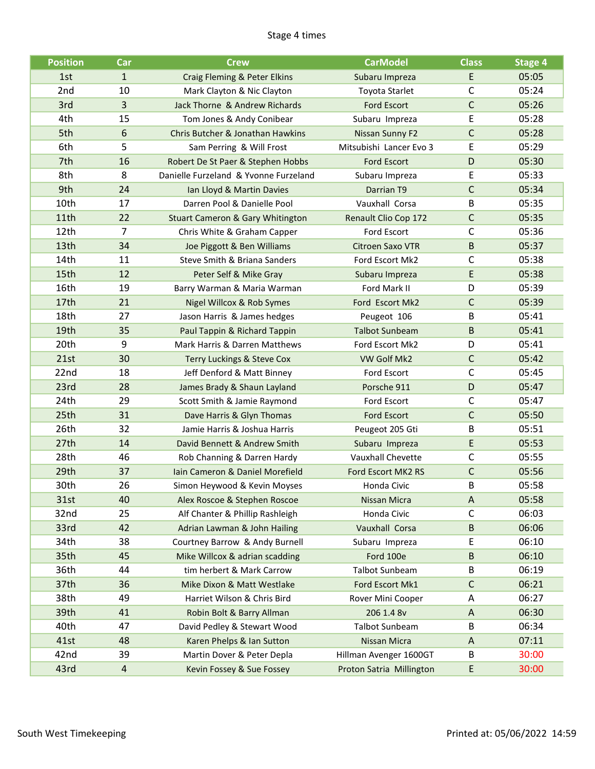Stage 4 times

| Position | Car | Crew | CarModel | Class | Stage 4 |
|---|---|---|---|---|---|
| 1st | 1 | Craig Fleming & Peter Elkins | Subaru Impreza | E | 05:05 |
| 2nd | 10 | Mark Clayton & Nic Clayton | Toyota Starlet | C | 05:24 |
| 3rd | 3 | Jack Thorne & Andrew Richards | Ford Escort | C | 05:26 |
| 4th | 15 | Tom Jones & Andy Conibear | Subaru Impreza | E | 05:28 |
| 5th | 6 | Chris Butcher & Jonathan Hawkins | Nissan Sunny F2 | C | 05:28 |
| 6th | 5 | Sam Perring & Will Frost | Mitsubishi Lancer Evo 3 | E | 05:29 |
| 7th | 16 | Robert De St Paer & Stephen Hobbs | Ford Escort | D | 05:30 |
| 8th | 8 | Danielle Furzeland & Yvonne Furzeland | Subaru Impreza | E | 05:33 |
| 9th | 24 | Ian Lloyd & Martin Davies | Darrian T9 | C | 05:34 |
| 10th | 17 | Darren Pool & Danielle Pool | Vauxhall Corsa | B | 05:35 |
| 11th | 22 | Stuart Cameron & Gary Whitington | Renault Clio Cop 172 | C | 05:35 |
| 12th | 7 | Chris White & Graham Capper | Ford Escort | C | 05:36 |
| 13th | 34 | Joe Piggott & Ben Williams | Citroen Saxo VTR | B | 05:37 |
| 14th | 11 | Steve Smith & Briana Sanders | Ford Escort Mk2 | C | 05:38 |
| 15th | 12 | Peter Self & Mike Gray | Subaru Impreza | E | 05:38 |
| 16th | 19 | Barry Warman & Maria Warman | Ford Mark II | D | 05:39 |
| 17th | 21 | Nigel Willcox & Rob Symes | Ford Escort Mk2 | C | 05:39 |
| 18th | 27 | Jason Harris & James hedges | Peugeot 106 | B | 05:41 |
| 19th | 35 | Paul Tappin & Richard Tappin | Talbot Sunbeam | B | 05:41 |
| 20th | 9 | Mark Harris & Darren Matthews | Ford Escort Mk2 | D | 05:41 |
| 21st | 30 | Terry Luckings & Steve Cox | VW Golf Mk2 | C | 05:42 |
| 22nd | 18 | Jeff Denford & Matt Binney | Ford Escort | C | 05:45 |
| 23rd | 28 | James Brady & Shaun Layland | Porsche 911 | D | 05:47 |
| 24th | 29 | Scott Smith & Jamie Raymond | Ford Escort | C | 05:47 |
| 25th | 31 | Dave Harris & Glyn Thomas | Ford Escort | C | 05:50 |
| 26th | 32 | Jamie Harris & Joshua Harris | Peugeot 205 Gti | B | 05:51 |
| 27th | 14 | David Bennett & Andrew Smith | Subaru Impreza | E | 05:53 |
| 28th | 46 | Rob Channing & Darren Hardy | Vauxhall Chevette | C | 05:55 |
| 29th | 37 | Iain Cameron & Daniel Morefield | Ford Escort MK2 RS | C | 05:56 |
| 30th | 26 | Simon Heywood & Kevin Moyses | Honda Civic | B | 05:58 |
| 31st | 40 | Alex Roscoe & Stephen Roscoe | Nissan Micra | A | 05:58 |
| 32nd | 25 | Alf Chanter & Phillip Rashleigh | Honda Civic | C | 06:03 |
| 33rd | 42 | Adrian Lawman & John Hailing | Vauxhall Corsa | B | 06:06 |
| 34th | 38 | Courtney Barrow & Andy Burnell | Subaru Impreza | E | 06:10 |
| 35th | 45 | Mike Willcox & adrian scadding | Ford 100e | B | 06:10 |
| 36th | 44 | tim herbert & Mark Carrow | Talbot Sunbeam | B | 06:19 |
| 37th | 36 | Mike Dixon & Matt Westlake | Ford Escort Mk1 | C | 06:21 |
| 38th | 49 | Harriet Wilson & Chris Bird | Rover Mini Cooper | A | 06:27 |
| 39th | 41 | Robin Bolt & Barry Allman | 206 1.4 8v | A | 06:30 |
| 40th | 47 | David Pedley & Stewart Wood | Talbot Sunbeam | B | 06:34 |
| 41st | 48 | Karen Phelps & Ian Sutton | Nissan Micra | A | 07:11 |
| 42nd | 39 | Martin Dover & Peter Depla | Hillman Avenger 1600GT | B | 30:00 |
| 43rd | 4 | Kevin Fossey & Sue Fossey | Proton Satria Millington | E | 30:00 |

South West Timekeeping

Printed at: 05/06/2022 14:59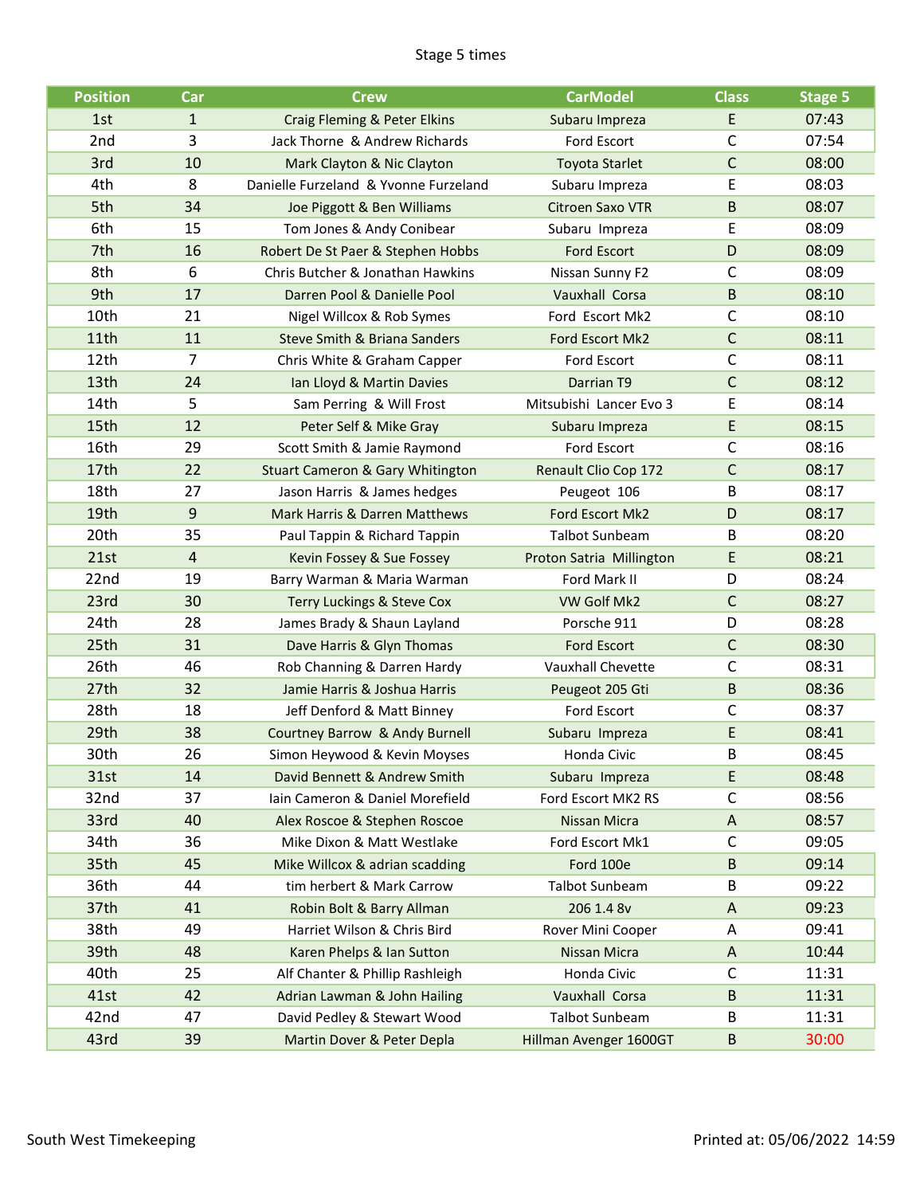Stage 5 times

| Position | Car | Crew | CarModel | Class | Stage 5 |
|---|---|---|---|---|---|
| 1st | 1 | Craig Fleming & Peter Elkins | Subaru Impreza | E | 07:43 |
| 2nd | 3 | Jack Thorne & Andrew Richards | Ford Escort | C | 07:54 |
| 3rd | 10 | Mark Clayton & Nic Clayton | Toyota Starlet | C | 08:00 |
| 4th | 8 | Danielle Furzeland & Yvonne Furzeland | Subaru Impreza | E | 08:03 |
| 5th | 34 | Joe Piggott & Ben Williams | Citroen Saxo VTR | B | 08:07 |
| 6th | 15 | Tom Jones & Andy Conibear | Subaru Impreza | E | 08:09 |
| 7th | 16 | Robert De St Paer & Stephen Hobbs | Ford Escort | D | 08:09 |
| 8th | 6 | Chris Butcher & Jonathan Hawkins | Nissan Sunny F2 | C | 08:09 |
| 9th | 17 | Darren Pool & Danielle Pool | Vauxhall Corsa | B | 08:10 |
| 10th | 21 | Nigel Willcox & Rob Symes | Ford Escort Mk2 | C | 08:10 |
| 11th | 11 | Steve Smith & Briana Sanders | Ford Escort Mk2 | C | 08:11 |
| 12th | 7 | Chris White & Graham Capper | Ford Escort | C | 08:11 |
| 13th | 24 | Ian Lloyd & Martin Davies | Darrian T9 | C | 08:12 |
| 14th | 5 | Sam Perring & Will Frost | Mitsubishi Lancer Evo 3 | E | 08:14 |
| 15th | 12 | Peter Self & Mike Gray | Subaru Impreza | E | 08:15 |
| 16th | 29 | Scott Smith & Jamie Raymond | Ford Escort | C | 08:16 |
| 17th | 22 | Stuart Cameron & Gary Whitington | Renault Clio Cop 172 | C | 08:17 |
| 18th | 27 | Jason Harris & James hedges | Peugeot 106 | B | 08:17 |
| 19th | 9 | Mark Harris & Darren Matthews | Ford Escort Mk2 | D | 08:17 |
| 20th | 35 | Paul Tappin & Richard Tappin | Talbot Sunbeam | B | 08:20 |
| 21st | 4 | Kevin Fossey & Sue Fossey | Proton Satria Millington | E | 08:21 |
| 22nd | 19 | Barry Warman & Maria Warman | Ford Mark II | D | 08:24 |
| 23rd | 30 | Terry Luckings & Steve Cox | VW Golf Mk2 | C | 08:27 |
| 24th | 28 | James Brady & Shaun Layland | Porsche 911 | D | 08:28 |
| 25th | 31 | Dave Harris & Glyn Thomas | Ford Escort | C | 08:30 |
| 26th | 46 | Rob Channing & Darren Hardy | Vauxhall Chevette | C | 08:31 |
| 27th | 32 | Jamie Harris & Joshua Harris | Peugeot 205 Gti | B | 08:36 |
| 28th | 18 | Jeff Denford & Matt Binney | Ford Escort | C | 08:37 |
| 29th | 38 | Courtney Barrow & Andy Burnell | Subaru Impreza | E | 08:41 |
| 30th | 26 | Simon Heywood & Kevin Moyses | Honda Civic | B | 08:45 |
| 31st | 14 | David Bennett & Andrew Smith | Subaru Impreza | E | 08:48 |
| 32nd | 37 | Iain Cameron & Daniel Morefield | Ford Escort MK2 RS | C | 08:56 |
| 33rd | 40 | Alex Roscoe & Stephen Roscoe | Nissan Micra | A | 08:57 |
| 34th | 36 | Mike Dixon & Matt Westlake | Ford Escort Mk1 | C | 09:05 |
| 35th | 45 | Mike Willcox & adrian scadding | Ford 100e | B | 09:14 |
| 36th | 44 | tim herbert & Mark Carrow | Talbot Sunbeam | B | 09:22 |
| 37th | 41 | Robin Bolt & Barry Allman | 206 1.4 8v | A | 09:23 |
| 38th | 49 | Harriet Wilson & Chris Bird | Rover Mini Cooper | A | 09:41 |
| 39th | 48 | Karen Phelps & Ian Sutton | Nissan Micra | A | 10:44 |
| 40th | 25 | Alf Chanter & Phillip Rashleigh | Honda Civic | C | 11:31 |
| 41st | 42 | Adrian Lawman & John Hailing | Vauxhall Corsa | B | 11:31 |
| 42nd | 47 | David Pedley & Stewart Wood | Talbot Sunbeam | B | 11:31 |
| 43rd | 39 | Martin Dover & Peter Depla | Hillman Avenger 1600GT | B | 30:00 |

South West Timekeeping

Printed at: 05/06/2022 14:59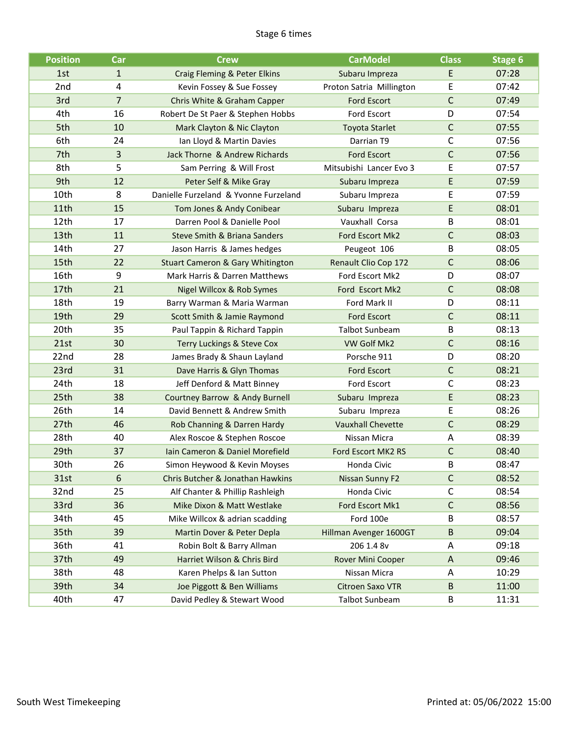Stage 6 times

| Position | Car | Crew | CarModel | Class | Stage 6 |
|---|---|---|---|---|---|
| 1st | 1 | Craig Fleming & Peter Elkins | Subaru Impreza | E | 07:28 |
| 2nd | 4 | Kevin Fossey & Sue Fossey | Proton Satria Millington | E | 07:42 |
| 3rd | 7 | Chris White & Graham Capper | Ford Escort | C | 07:49 |
| 4th | 16 | Robert De St Paer & Stephen Hobbs | Ford Escort | D | 07:54 |
| 5th | 10 | Mark Clayton & Nic Clayton | Toyota Starlet | C | 07:55 |
| 6th | 24 | Ian Lloyd & Martin Davies | Darrian T9 | C | 07:56 |
| 7th | 3 | Jack Thorne & Andrew Richards | Ford Escort | C | 07:56 |
| 8th | 5 | Sam Perring & Will Frost | Mitsubishi Lancer Evo 3 | E | 07:57 |
| 9th | 12 | Peter Self & Mike Gray | Subaru Impreza | E | 07:59 |
| 10th | 8 | Danielle Furzeland & Yvonne Furzeland | Subaru Impreza | E | 07:59 |
| 11th | 15 | Tom Jones & Andy Conibear | Subaru Impreza | E | 08:01 |
| 12th | 17 | Darren Pool & Danielle Pool | Vauxhall Corsa | B | 08:01 |
| 13th | 11 | Steve Smith & Briana Sanders | Ford Escort Mk2 | C | 08:03 |
| 14th | 27 | Jason Harris & James hedges | Peugeot 106 | B | 08:05 |
| 15th | 22 | Stuart Cameron & Gary Whitington | Renault Clio Cop 172 | C | 08:06 |
| 16th | 9 | Mark Harris & Darren Matthews | Ford Escort Mk2 | D | 08:07 |
| 17th | 21 | Nigel Willcox & Rob Symes | Ford Escort Mk2 | C | 08:08 |
| 18th | 19 | Barry Warman & Maria Warman | Ford Mark II | D | 08:11 |
| 19th | 29 | Scott Smith & Jamie Raymond | Ford Escort | C | 08:11 |
| 20th | 35 | Paul Tappin & Richard Tappin | Talbot Sunbeam | B | 08:13 |
| 21st | 30 | Terry Luckings & Steve Cox | VW Golf Mk2 | C | 08:16 |
| 22nd | 28 | James Brady & Shaun Layland | Porsche 911 | D | 08:20 |
| 23rd | 31 | Dave Harris & Glyn Thomas | Ford Escort | C | 08:21 |
| 24th | 18 | Jeff Denford & Matt Binney | Ford Escort | C | 08:23 |
| 25th | 38 | Courtney Barrow & Andy Burnell | Subaru Impreza | E | 08:23 |
| 26th | 14 | David Bennett & Andrew Smith | Subaru Impreza | E | 08:26 |
| 27th | 46 | Rob Channing & Darren Hardy | Vauxhall Chevette | C | 08:29 |
| 28th | 40 | Alex Roscoe & Stephen Roscoe | Nissan Micra | A | 08:39 |
| 29th | 37 | Iain Cameron & Daniel Morefield | Ford Escort MK2 RS | C | 08:40 |
| 30th | 26 | Simon Heywood & Kevin Moyses | Honda Civic | B | 08:47 |
| 31st | 6 | Chris Butcher & Jonathan Hawkins | Nissan Sunny F2 | C | 08:52 |
| 32nd | 25 | Alf Chanter & Phillip Rashleigh | Honda Civic | C | 08:54 |
| 33rd | 36 | Mike Dixon & Matt Westlake | Ford Escort Mk1 | C | 08:56 |
| 34th | 45 | Mike Willcox & adrian scadding | Ford 100e | B | 08:57 |
| 35th | 39 | Martin Dover & Peter Depla | Hillman Avenger 1600GT | B | 09:04 |
| 36th | 41 | Robin Bolt & Barry Allman | 206 1.4 8v | A | 09:18 |
| 37th | 49 | Harriet Wilson & Chris Bird | Rover Mini Cooper | A | 09:46 |
| 38th | 48 | Karen Phelps & Ian Sutton | Nissan Micra | A | 10:29 |
| 39th | 34 | Joe Piggott & Ben Williams | Citroen Saxo VTR | B | 11:00 |
| 40th | 47 | David Pedley & Stewart Wood | Talbot Sunbeam | B | 11:31 |

South West Timekeeping

Printed at: 05/06/2022 15:00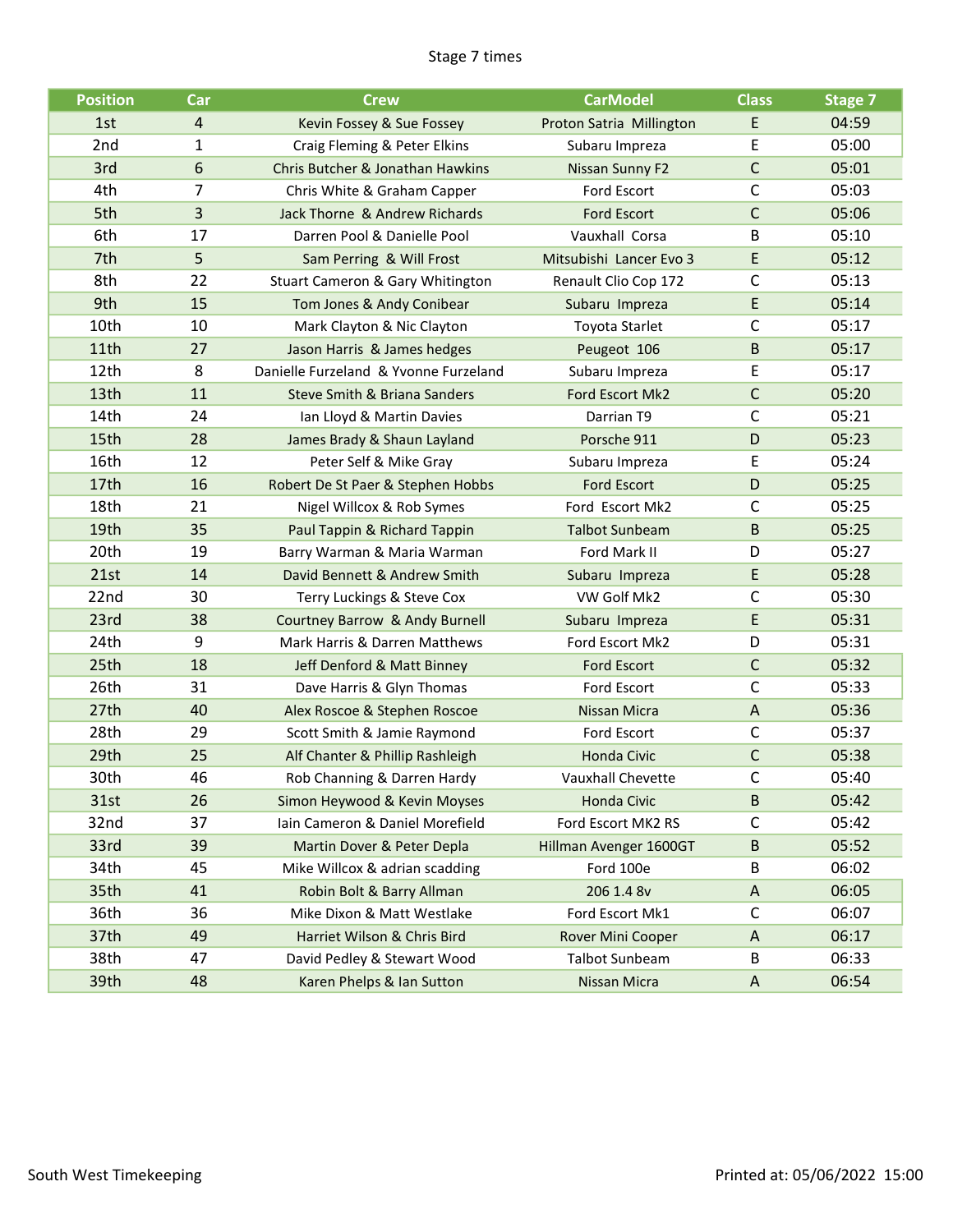Stage 7 times

| Position | Car | Crew | CarModel | Class | Stage 7 |
|---|---|---|---|---|---|
| 1st | 4 | Kevin Fossey & Sue Fossey | Proton Satria Millington | E | 04:59 |
| 2nd | 1 | Craig Fleming & Peter Elkins | Subaru Impreza | E | 05:00 |
| 3rd | 6 | Chris Butcher & Jonathan Hawkins | Nissan Sunny F2 | C | 05:01 |
| 4th | 7 | Chris White & Graham Capper | Ford Escort | C | 05:03 |
| 5th | 3 | Jack Thorne & Andrew Richards | Ford Escort | C | 05:06 |
| 6th | 17 | Darren Pool & Danielle Pool | Vauxhall Corsa | B | 05:10 |
| 7th | 5 | Sam Perring & Will Frost | Mitsubishi Lancer Evo 3 | E | 05:12 |
| 8th | 22 | Stuart Cameron & Gary Whitington | Renault Clio Cop 172 | C | 05:13 |
| 9th | 15 | Tom Jones & Andy Conibear | Subaru Impreza | E | 05:14 |
| 10th | 10 | Mark Clayton & Nic Clayton | Toyota Starlet | C | 05:17 |
| 11th | 27 | Jason Harris & James hedges | Peugeot 106 | B | 05:17 |
| 12th | 8 | Danielle Furzeland & Yvonne Furzeland | Subaru Impreza | E | 05:17 |
| 13th | 11 | Steve Smith & Briana Sanders | Ford Escort Mk2 | C | 05:20 |
| 14th | 24 | Ian Lloyd & Martin Davies | Darrian T9 | C | 05:21 |
| 15th | 28 | James Brady & Shaun Layland | Porsche 911 | D | 05:23 |
| 16th | 12 | Peter Self & Mike Gray | Subaru Impreza | E | 05:24 |
| 17th | 16 | Robert De St Paer & Stephen Hobbs | Ford Escort | D | 05:25 |
| 18th | 21 | Nigel Willcox & Rob Symes | Ford Escort Mk2 | C | 05:25 |
| 19th | 35 | Paul Tappin & Richard Tappin | Talbot Sunbeam | B | 05:25 |
| 20th | 19 | Barry Warman & Maria Warman | Ford Mark II | D | 05:27 |
| 21st | 14 | David Bennett & Andrew Smith | Subaru Impreza | E | 05:28 |
| 22nd | 30 | Terry Luckings & Steve Cox | VW Golf Mk2 | C | 05:30 |
| 23rd | 38 | Courtney Barrow & Andy Burnell | Subaru Impreza | E | 05:31 |
| 24th | 9 | Mark Harris & Darren Matthews | Ford Escort Mk2 | D | 05:31 |
| 25th | 18 | Jeff Denford & Matt Binney | Ford Escort | C | 05:32 |
| 26th | 31 | Dave Harris & Glyn Thomas | Ford Escort | C | 05:33 |
| 27th | 40 | Alex Roscoe & Stephen Roscoe | Nissan Micra | A | 05:36 |
| 28th | 29 | Scott Smith & Jamie Raymond | Ford Escort | C | 05:37 |
| 29th | 25 | Alf Chanter & Phillip Rashleigh | Honda Civic | C | 05:38 |
| 30th | 46 | Rob Channing & Darren Hardy | Vauxhall Chevette | C | 05:40 |
| 31st | 26 | Simon Heywood & Kevin Moyses | Honda Civic | B | 05:42 |
| 32nd | 37 | Iain Cameron & Daniel Morefield | Ford Escort MK2 RS | C | 05:42 |
| 33rd | 39 | Martin Dover & Peter Depla | Hillman Avenger 1600GT | B | 05:52 |
| 34th | 45 | Mike Willcox & adrian scadding | Ford 100e | B | 06:02 |
| 35th | 41 | Robin Bolt & Barry Allman | 206 1.4 8v | A | 06:05 |
| 36th | 36 | Mike Dixon & Matt Westlake | Ford Escort Mk1 | C | 06:07 |
| 37th | 49 | Harriet Wilson & Chris Bird | Rover Mini Cooper | A | 06:17 |
| 38th | 47 | David Pedley & Stewart Wood | Talbot Sunbeam | B | 06:33 |
| 39th | 48 | Karen Phelps & Ian Sutton | Nissan Micra | A | 06:54 |

South West Timekeeping — Printed at: 05/06/2022 15:00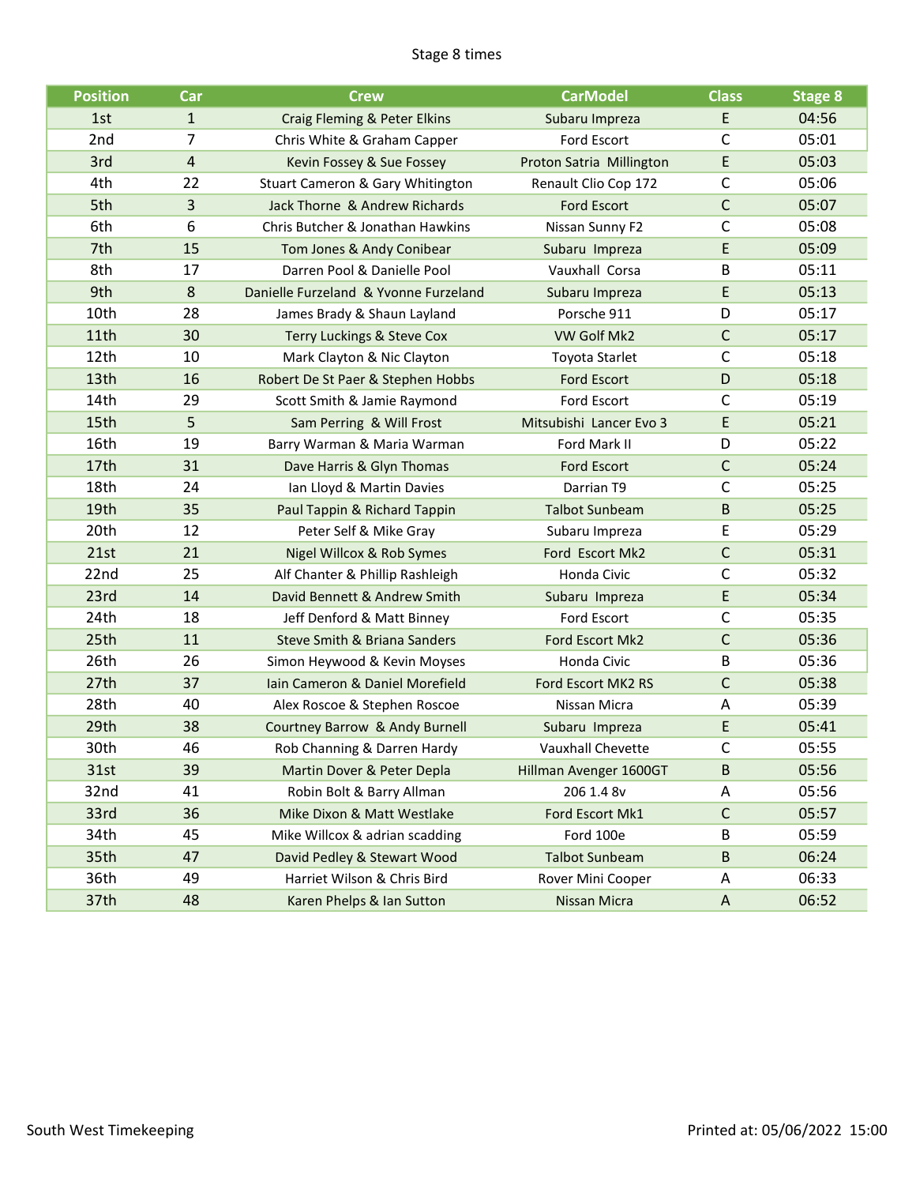Stage 8 times

| Position | Car | Crew | CarModel | Class | Stage 8 |
|---|---|---|---|---|---|
| 1st | 1 | Craig Fleming & Peter Elkins | Subaru Impreza | E | 04:56 |
| 2nd | 7 | Chris White & Graham Capper | Ford Escort | C | 05:01 |
| 3rd | 4 | Kevin Fossey & Sue Fossey | Proton Satria Millington | E | 05:03 |
| 4th | 22 | Stuart Cameron & Gary Whitington | Renault Clio Cop 172 | C | 05:06 |
| 5th | 3 | Jack Thorne & Andrew Richards | Ford Escort | C | 05:07 |
| 6th | 6 | Chris Butcher & Jonathan Hawkins | Nissan Sunny F2 | C | 05:08 |
| 7th | 15 | Tom Jones & Andy Conibear | Subaru Impreza | E | 05:09 |
| 8th | 17 | Darren Pool & Danielle Pool | Vauxhall Corsa | B | 05:11 |
| 9th | 8 | Danielle Furzeland & Yvonne Furzeland | Subaru Impreza | E | 05:13 |
| 10th | 28 | James Brady & Shaun Layland | Porsche 911 | D | 05:17 |
| 11th | 30 | Terry Luckings & Steve Cox | VW Golf Mk2 | C | 05:17 |
| 12th | 10 | Mark Clayton & Nic Clayton | Toyota Starlet | C | 05:18 |
| 13th | 16 | Robert De St Paer & Stephen Hobbs | Ford Escort | D | 05:18 |
| 14th | 29 | Scott Smith & Jamie Raymond | Ford Escort | C | 05:19 |
| 15th | 5 | Sam Perring & Will Frost | Mitsubishi Lancer Evo 3 | E | 05:21 |
| 16th | 19 | Barry Warman & Maria Warman | Ford Mark II | D | 05:22 |
| 17th | 31 | Dave Harris & Glyn Thomas | Ford Escort | C | 05:24 |
| 18th | 24 | Ian Lloyd & Martin Davies | Darrian T9 | C | 05:25 |
| 19th | 35 | Paul Tappin & Richard Tappin | Talbot Sunbeam | B | 05:25 |
| 20th | 12 | Peter Self & Mike Gray | Subaru Impreza | E | 05:29 |
| 21st | 21 | Nigel Willcox & Rob Symes | Ford Escort Mk2 | C | 05:31 |
| 22nd | 25 | Alf Chanter & Phillip Rashleigh | Honda Civic | C | 05:32 |
| 23rd | 14 | David Bennett & Andrew Smith | Subaru Impreza | E | 05:34 |
| 24th | 18 | Jeff Denford & Matt Binney | Ford Escort | C | 05:35 |
| 25th | 11 | Steve Smith & Briana Sanders | Ford Escort Mk2 | C | 05:36 |
| 26th | 26 | Simon Heywood & Kevin Moyses | Honda Civic | B | 05:36 |
| 27th | 37 | Iain Cameron & Daniel Morefield | Ford Escort MK2 RS | C | 05:38 |
| 28th | 40 | Alex Roscoe & Stephen Roscoe | Nissan Micra | A | 05:39 |
| 29th | 38 | Courtney Barrow & Andy Burnell | Subaru Impreza | E | 05:41 |
| 30th | 46 | Rob Channing & Darren Hardy | Vauxhall Chevette | C | 05:55 |
| 31st | 39 | Martin Dover & Peter Depla | Hillman Avenger 1600GT | B | 05:56 |
| 32nd | 41 | Robin Bolt & Barry Allman | 206 1.4 8v | A | 05:56 |
| 33rd | 36 | Mike Dixon & Matt Westlake | Ford Escort Mk1 | C | 05:57 |
| 34th | 45 | Mike Willcox & adrian scadding | Ford 100e | B | 05:59 |
| 35th | 47 | David Pedley & Stewart Wood | Talbot Sunbeam | B | 06:24 |
| 36th | 49 | Harriet Wilson & Chris Bird | Rover Mini Cooper | A | 06:33 |
| 37th | 48 | Karen Phelps & Ian Sutton | Nissan Micra | A | 06:52 |

South West Timekeeping — Printed at: 05/06/2022 15:00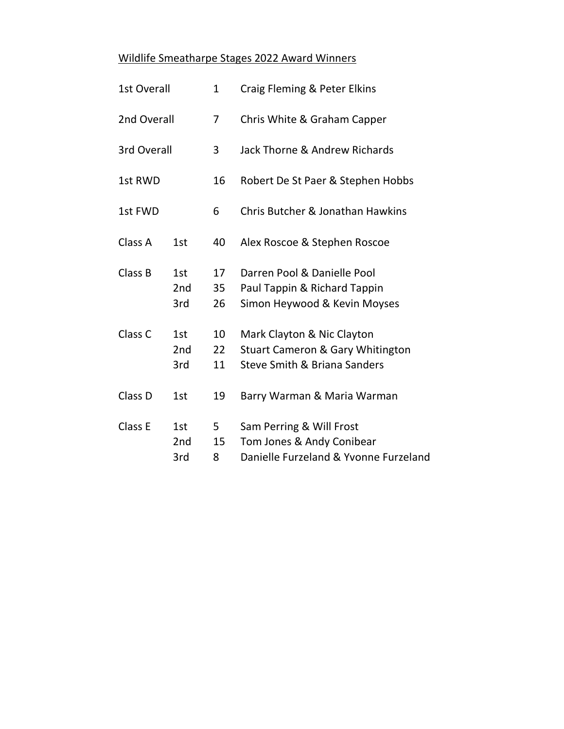Wildlife Smeatharpe Stages 2022 Award Winners

| | | | |
|---|---|---|---|
| 1st Overall | | 1 | Craig Fleming & Peter Elkins |
| 2nd Overall | | 7 | Chris White & Graham Capper |
| 3rd Overall | | 3 | Jack Thorne & Andrew Richards |
| 1st RWD | | 16 | Robert De St Paer & Stephen Hobbs |
| 1st FWD | | 6 | Chris Butcher & Jonathan Hawkins |
| Class A | 1st | 40 | Alex Roscoe & Stephen Roscoe |
| Class B | 1st | 17 | Darren Pool & Danielle Pool |
| | 2nd | 35 | Paul Tappin & Richard Tappin |
| | 3rd | 26 | Simon Heywood & Kevin Moyses |
| Class C | 1st | 10 | Mark Clayton & Nic Clayton |
| | 2nd | 22 | Stuart Cameron & Gary Whitington |
| | 3rd | 11 | Steve Smith & Briana Sanders |
| Class D | 1st | 19 | Barry Warman & Maria Warman |
| Class E | 1st | 5 | Sam Perring & Will Frost |
| | 2nd | 15 | Tom Jones & Andy Conibear |
| | 3rd | 8 | Danielle Furzeland & Yvonne Furzeland |